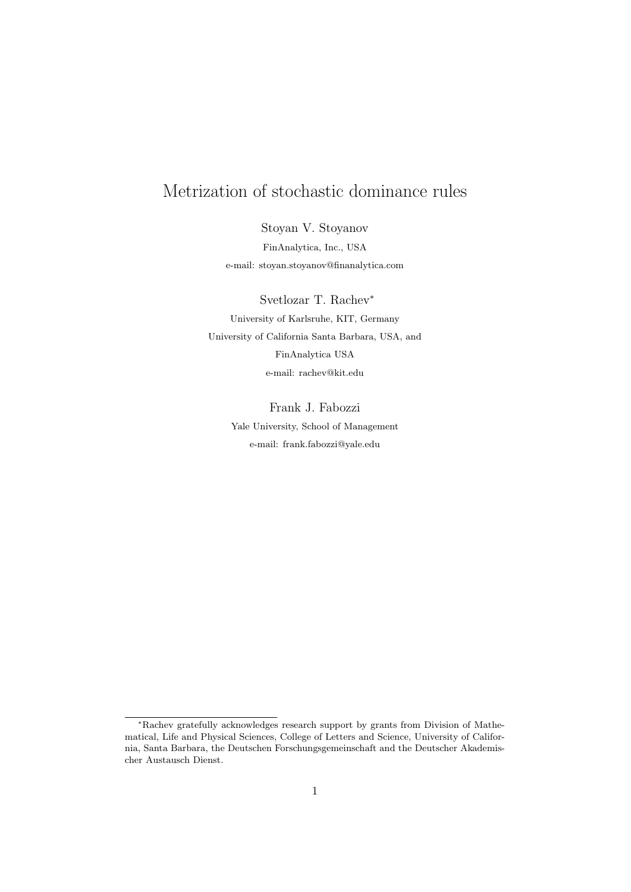# Metrization of stochastic dominance rules

Stoyan V. Stoyanov

FinAnalytica, Inc., USA

e-mail: stoyan.stoyanov@finanalytica.com

Svetlozar T. Rachev*

University of Karlsruhe, KIT, Germany

University of California Santa Barbara, USA, and

FinAnalytica USA

e-mail: rachev@kit.edu

Frank J. Fabozzi

Yale University, School of Management

e-mail: frank.fabozzi@yale.edu

*Rachev gratefully acknowledges research support by grants from Division of Mathematical, Life and Physical Sciences, College of Letters and Science, University of California, Santa Barbara, the Deutschen Forschungsgemeinschaft and the Deutscher Akademischer Austausch Dienst.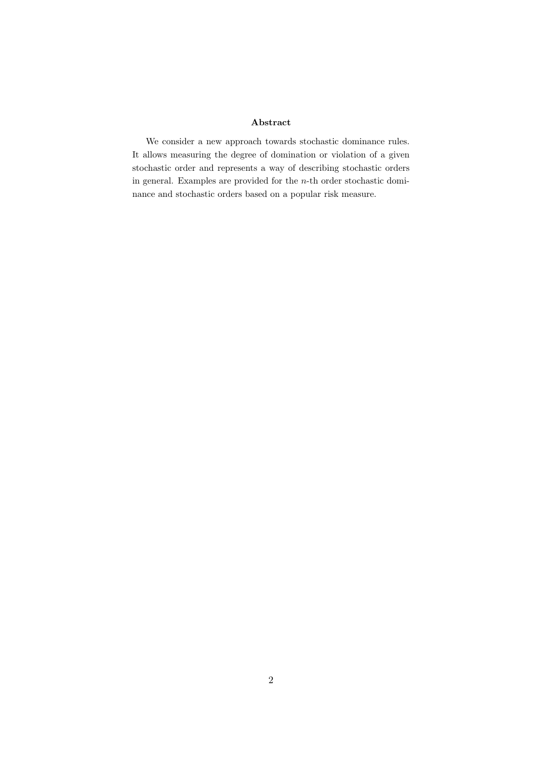## Abstract

We consider a new approach towards stochastic dominance rules. It allows measuring the degree of domination or violation of a given stochastic order and represents a way of describing stochastic orders in general. Examples are provided for the $n$-th order stochastic dominance and stochastic orders based on a popular risk measure.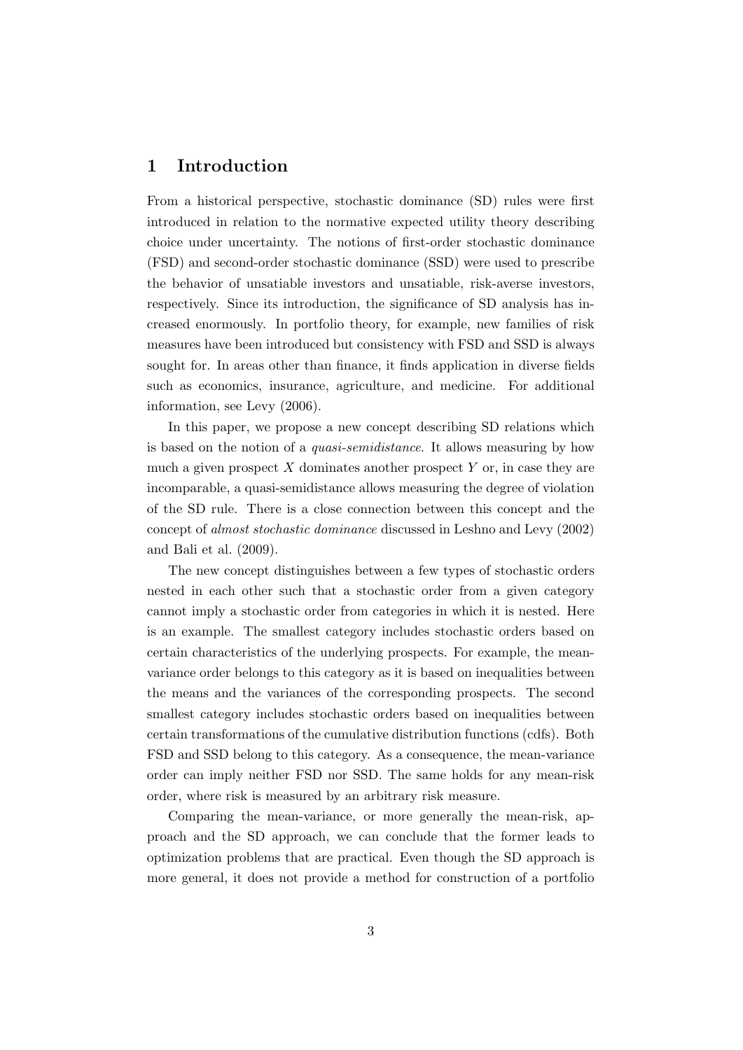## 1 Introduction

From a historical perspective, stochastic dominance (SD) rules were first introduced in relation to the normative expected utility theory describing choice under uncertainty. The notions of first-order stochastic dominance (FSD) and second-order stochastic dominance (SSD) were used to prescribe the behavior of unsatiable investors and unsatiable, risk-averse investors, respectively. Since its introduction, the significance of SD analysis has increased enormously. In portfolio theory, for example, new families of risk measures have been introduced but consistency with FSD and SSD is always sought for. In areas other than finance, it finds application in diverse fields such as economics, insurance, agriculture, and medicine. For additional information, see Levy (2006).

In this paper, we propose a new concept describing SD relations which is based on the notion of a *quasi-semidistance*. It allows measuring by how much a given prospect $X$ dominates another prospect $Y$ or, in case they are incomparable, a quasi-semidistance allows measuring the degree of violation of the SD rule. There is a close connection between this concept and the concept of *almost stochastic dominance* discussed in Leshno and Levy (2002) and Bali et al. (2009).

The new concept distinguishes between a few types of stochastic orders nested in each other such that a stochastic order from a given category cannot imply a stochastic order from categories in which it is nested. Here is an example. The smallest category includes stochastic orders based on certain characteristics of the underlying prospects. For example, the mean-variance order belongs to this category as it is based on inequalities between the means and the variances of the corresponding prospects. The second smallest category includes stochastic orders based on inequalities between certain transformations of the cumulative distribution functions (cdfs). Both FSD and SSD belong to this category. As a consequence, the mean-variance order can imply neither FSD nor SSD. The same holds for any mean-risk order, where risk is measured by an arbitrary risk measure.

Comparing the mean-variance, or more generally the mean-risk, approach and the SD approach, we can conclude that the former leads to optimization problems that are practical. Even though the SD approach is more general, it does not provide a method for construction of a portfolio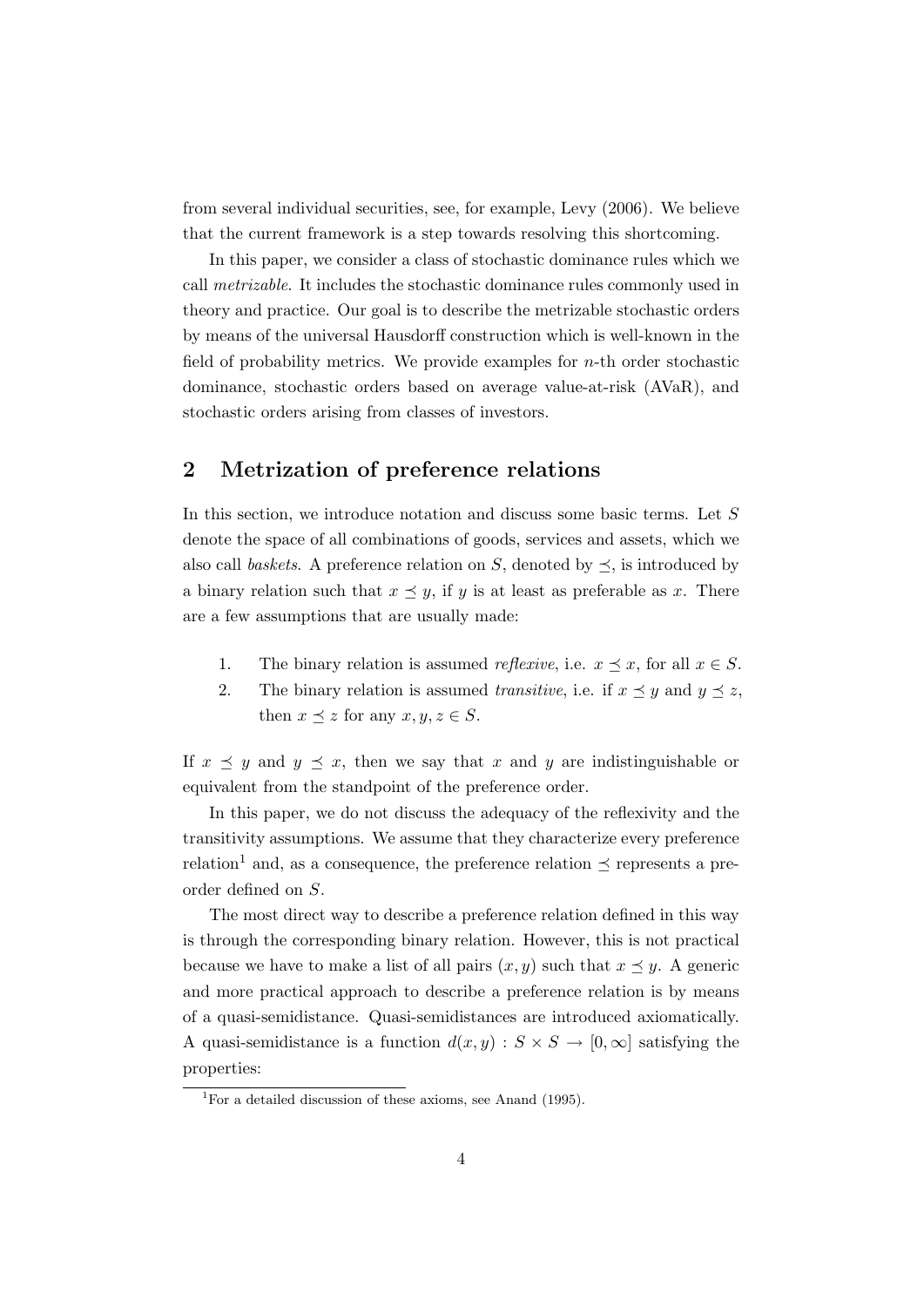from several individual securities, see, for example, Levy (2006). We believe that the current framework is a step towards resolving this shortcoming.

In this paper, we consider a class of stochastic dominance rules which we call *metrizable*. It includes the stochastic dominance rules commonly used in theory and practice. Our goal is to describe the metrizable stochastic orders by means of the universal Hausdorff construction which is well-known in the field of probability metrics. We provide examples for $n$-th order stochastic dominance, stochastic orders based on average value-at-risk (AVaR), and stochastic orders arising from classes of investors.

## 2 Metrization of preference relations

In this section, we introduce notation and discuss some basic terms. Let $S$ denote the space of all combinations of goods, services and assets, which we also call *baskets*. A preference relation on $S$, denoted by $\preceq$, is introduced by a binary relation such that $x \preceq y$, if $y$ is at least as preferable as $x$. There are a few assumptions that are usually made:

1. The binary relation is assumed *reflexive*, i.e. $x \preceq x$, for all $x \in S$.
2. The binary relation is assumed *transitive*, i.e. if $x \preceq y$ and $y \preceq z$, then $x \preceq z$ for any $x, y, z \in S$.

If $x \preceq y$ and $y \preceq x$, then we say that $x$ and $y$ are indistinguishable or equivalent from the standpoint of the preference order.

In this paper, we do not discuss the adequacy of the reflexivity and the transitivity assumptions. We assume that they characterize every preference relation[1] and, as a consequence, the preference relation $\preceq$ represents a pre-order defined on $S$.

The most direct way to describe a preference relation defined in this way is through the corresponding binary relation. However, this is not practical because we have to make a list of all pairs $(x, y)$ such that $x \preceq y$. A generic and more practical approach to describe a preference relation is by means of a quasi-semidistance. Quasi-semidistances are introduced axiomatically. A quasi-semidistance is a function $d(x, y) : S \times S \to [0, \infty]$ satisfying the properties:

[1] For a detailed discussion of these axioms, see Anand (1995).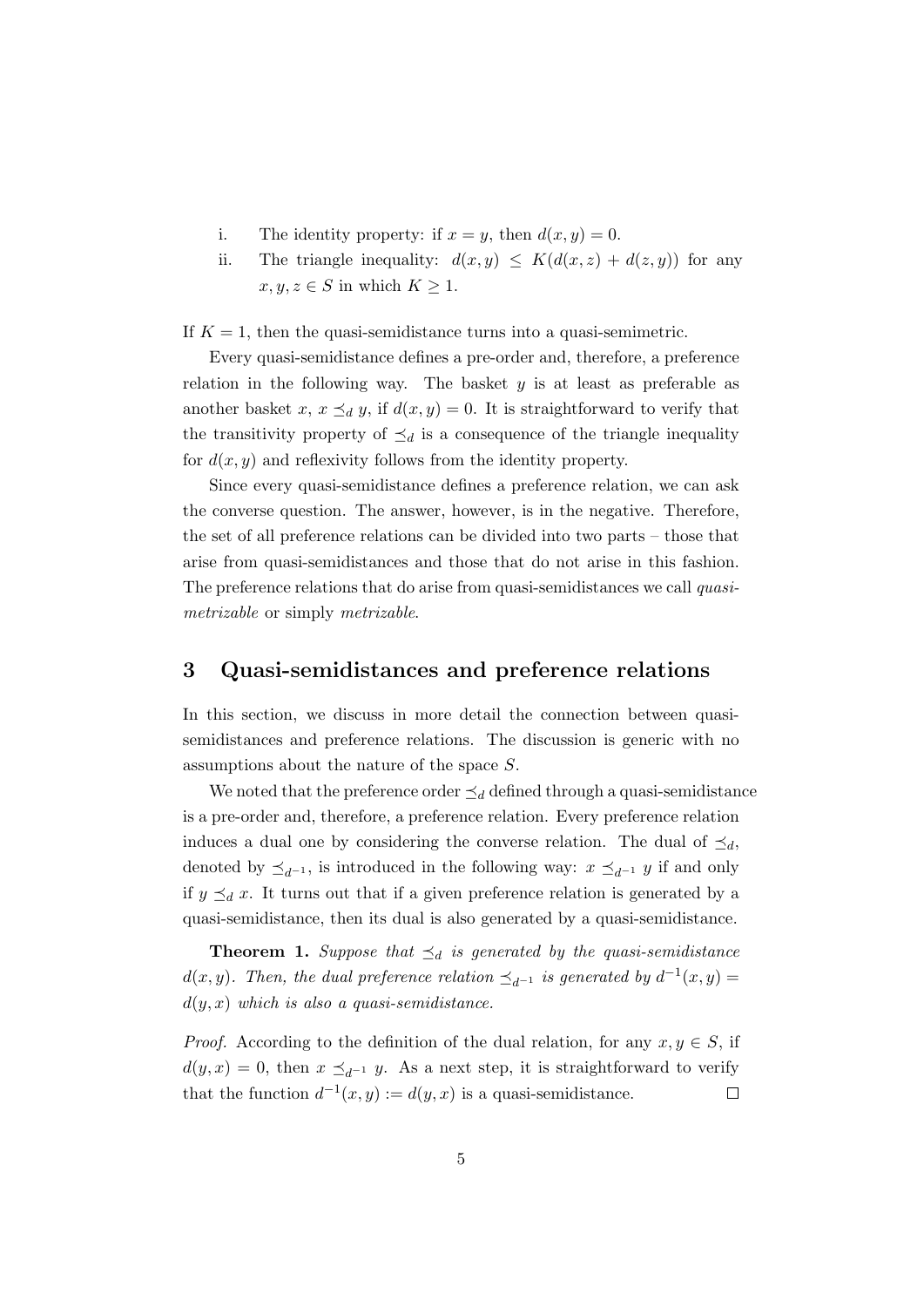i. The identity property: if $x = y$, then $d(x, y) = 0$.

ii. The triangle inequality: $d(x, y) \leq K(d(x, z) + d(z, y))$ for any $x, y, z \in S$ in which $K \geq 1$.

If $K = 1$, then the quasi-semidistance turns into a quasi-semimetric.

Every quasi-semidistance defines a pre-order and, therefore, a preference relation in the following way. The basket $y$ is at least as preferable as another basket $x$, $x \preceq_d y$, if $d(x, y) = 0$. It is straightforward to verify that the transitivity property of $\preceq_d$ is a consequence of the triangle inequality for $d(x, y)$ and reflexivity follows from the identity property.

Since every quasi-semidistance defines a preference relation, we can ask the converse question. The answer, however, is in the negative. Therefore, the set of all preference relations can be divided into two parts – those that arise from quasi-semidistances and those that do not arise in this fashion. The preference relations that do arise from quasi-semidistances we call *quasi-metrizable* or simply *metrizable*.

## 3 Quasi-semidistances and preference relations

In this section, we discuss in more detail the connection between quasi-semidistances and preference relations. The discussion is generic with no assumptions about the nature of the space $S$.

We noted that the preference order $\preceq_d$ defined through a quasi-semidistance is a pre-order and, therefore, a preference relation. Every preference relation induces a dual one by considering the converse relation. The dual of $\preceq_d$, denoted by $\preceq_{d^{-1}}$, is introduced in the following way: $x \preceq_{d^{-1}} y$ if and only if $y \preceq_d x$. It turns out that if a given preference relation is generated by a quasi-semidistance, then its dual is also generated by a quasi-semidistance.

**Theorem 1.** *Suppose that $\preceq_d$ is generated by the quasi-semidistance $d(x, y)$. Then, the dual preference relation $\preceq_{d^{-1}}$ is generated by $d^{-1}(x, y) = d(y, x)$ which is also a quasi-semidistance.*

*Proof.* According to the definition of the dual relation, for any $x, y \in S$, if $d(y, x) = 0$, then $x \preceq_{d^{-1}} y$. As a next step, it is straightforward to verify that the function $d^{-1}(x, y) := d(y, x)$ is a quasi-semidistance. $\square$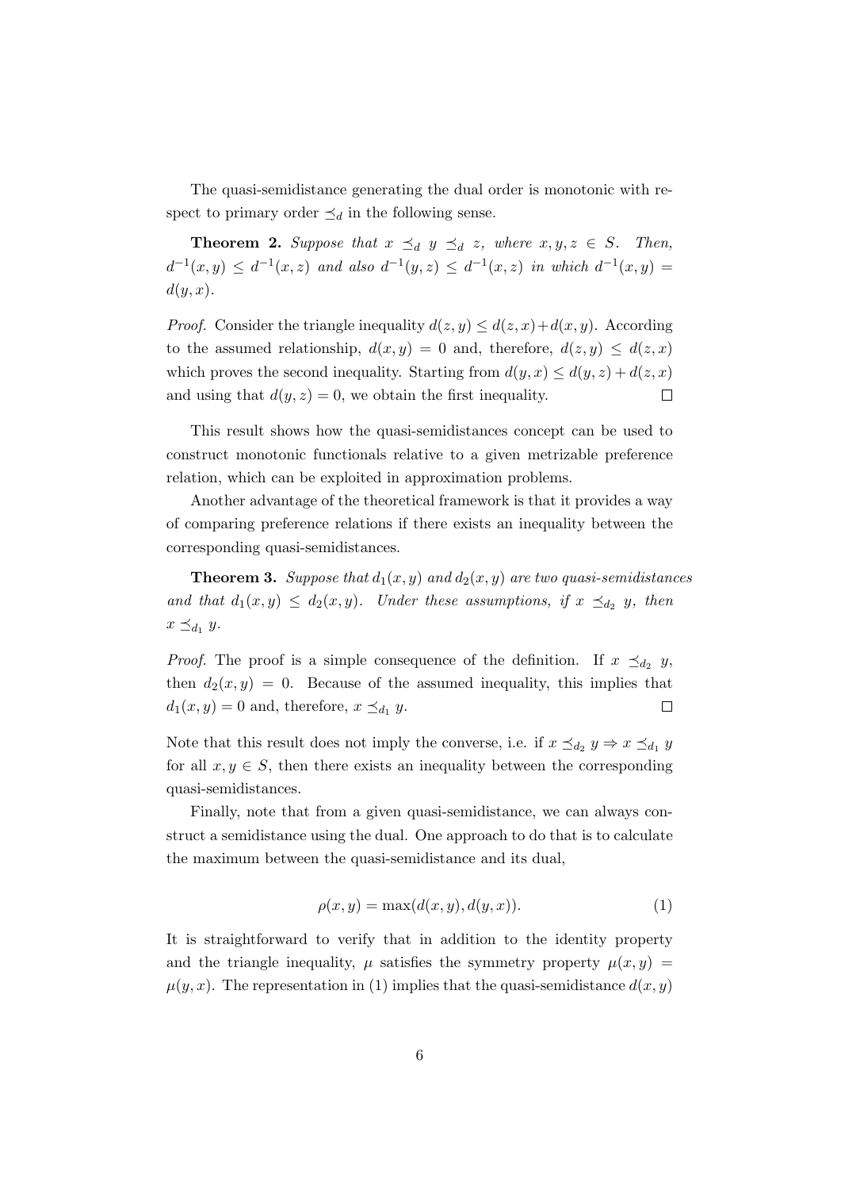The quasi-semidistance generating the dual order is monotonic with respect to primary order $\preceq_d$ in the following sense.

**Theorem 2.** *Suppose that $x \preceq_d y \preceq_d z$, where $x, y, z \in S$. Then, $d^{-1}(x, y) \leq d^{-1}(x, z)$ and also $d^{-1}(y, z) \leq d^{-1}(x, z)$ in which $d^{-1}(x, y) = d(y, x)$.*

*Proof.* Consider the triangle inequality $d(z, y) \leq d(z, x) + d(x, y)$. According to the assumed relationship, $d(x, y) = 0$ and, therefore, $d(z, y) \leq d(z, x)$ which proves the second inequality. Starting from $d(y, x) \leq d(y, z) + d(z, x)$ and using that $d(y, z) = 0$, we obtain the first inequality. □

This result shows how the quasi-semidistances concept can be used to construct monotonic functionals relative to a given metrizable preference relation, which can be exploited in approximation problems.

Another advantage of the theoretical framework is that it provides a way of comparing preference relations if there exists an inequality between the corresponding quasi-semidistances.

**Theorem 3.** *Suppose that $d_1(x, y)$ and $d_2(x, y)$ are two quasi-semidistances and that $d_1(x, y) \leq d_2(x, y)$. Under these assumptions, if $x \preceq_{d_2} y$, then $x \preceq_{d_1} y$.*

*Proof.* The proof is a simple consequence of the definition. If $x \preceq_{d_2} y$, then $d_2(x, y) = 0$. Because of the assumed inequality, this implies that $d_1(x, y) = 0$ and, therefore, $x \preceq_{d_1} y$. □

Note that this result does not imply the converse, i.e. if $x \preceq_{d_2} y \Rightarrow x \preceq_{d_1} y$ for all $x, y \in S$, then there exists an inequality between the corresponding quasi-semidistances.

Finally, note that from a given quasi-semidistance, we can always construct a semidistance using the dual. One approach to do that is to calculate the maximum between the quasi-semidistance and its dual,

$$\rho(x, y) = \max(d(x, y), d(y, x)). \tag{1}$$

It is straightforward to verify that in addition to the identity property and the triangle inequality, $\mu$ satisfies the symmetry property $\mu(x, y) = \mu(y, x)$. The representation in (1) implies that the quasi-semidistance $d(x, y)$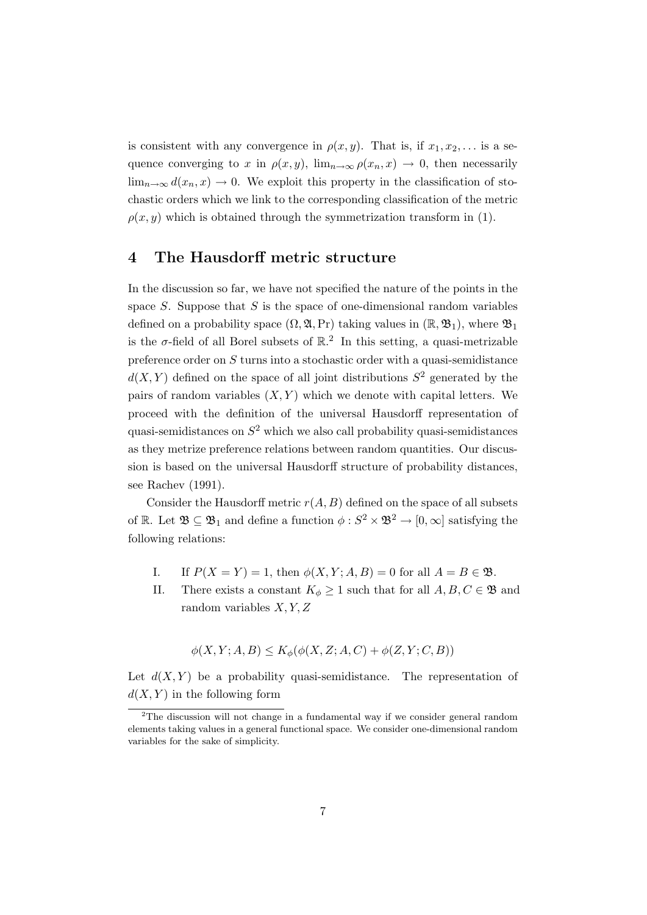is consistent with any convergence in $\rho(x, y)$. That is, if $x_1, x_2, \dots$ is a sequence converging to $x$ in $\rho(x, y)$, $\lim_{n\to\infty} \rho(x_n, x) \to 0$, then necessarily $\lim_{n\to\infty} d(x_n, x) \to 0$. We exploit this property in the classification of stochastic orders which we link to the corresponding classification of the metric $\rho(x, y)$ which is obtained through the symmetrization transform in (1).

## 4 The Hausdorff metric structure

In the discussion so far, we have not specified the nature of the points in the space $S$. Suppose that $S$ is the space of one-dimensional random variables defined on a probability space $(\Omega, \mathfrak{A}, \Pr)$ taking values in $(\mathbb{R}, \mathfrak{B}_1)$, where $\mathfrak{B}_1$ is the $\sigma$-field of all Borel subsets of $\mathbb{R}$.[2] In this setting, a quasi-metrizable preference order on $S$ turns into a stochastic order with a quasi-semidistance $d(X, Y)$ defined on the space of all joint distributions $S^2$ generated by the pairs of random variables $(X, Y)$ which we denote with capital letters. We proceed with the definition of the universal Hausdorff representation of quasi-semidistances on $S^2$ which we also call probability quasi-semidistances as they metrize preference relations between random quantities. Our discussion is based on the universal Hausdorff structure of probability distances, see Rachev (1991).

Consider the Hausdorff metric $r(A, B)$ defined on the space of all subsets of $\mathbb{R}$. Let $\mathfrak{B} \subseteq \mathfrak{B}_1$ and define a function $\phi : S^2 \times \mathfrak{B}^2 \to [0, \infty]$ satisfying the following relations:

I. If $P(X = Y) = 1$, then $\phi(X, Y; A, B) = 0$ for all $A = B \in \mathfrak{B}$.

II. There exists a constant $K_\phi \geq 1$ such that for all $A, B, C \in \mathfrak{B}$ and random variables $X, Y, Z$

$$\phi(X, Y; A, B) \leq K_\phi(\phi(X, Z; A, C) + \phi(Z, Y; C, B))$$

Let $d(X, Y)$ be a probability quasi-semidistance. The representation of $d(X, Y)$ in the following form

[2] The discussion will not change in a fundamental way if we consider general random elements taking values in a general functional space. We consider one-dimensional random variables for the sake of simplicity.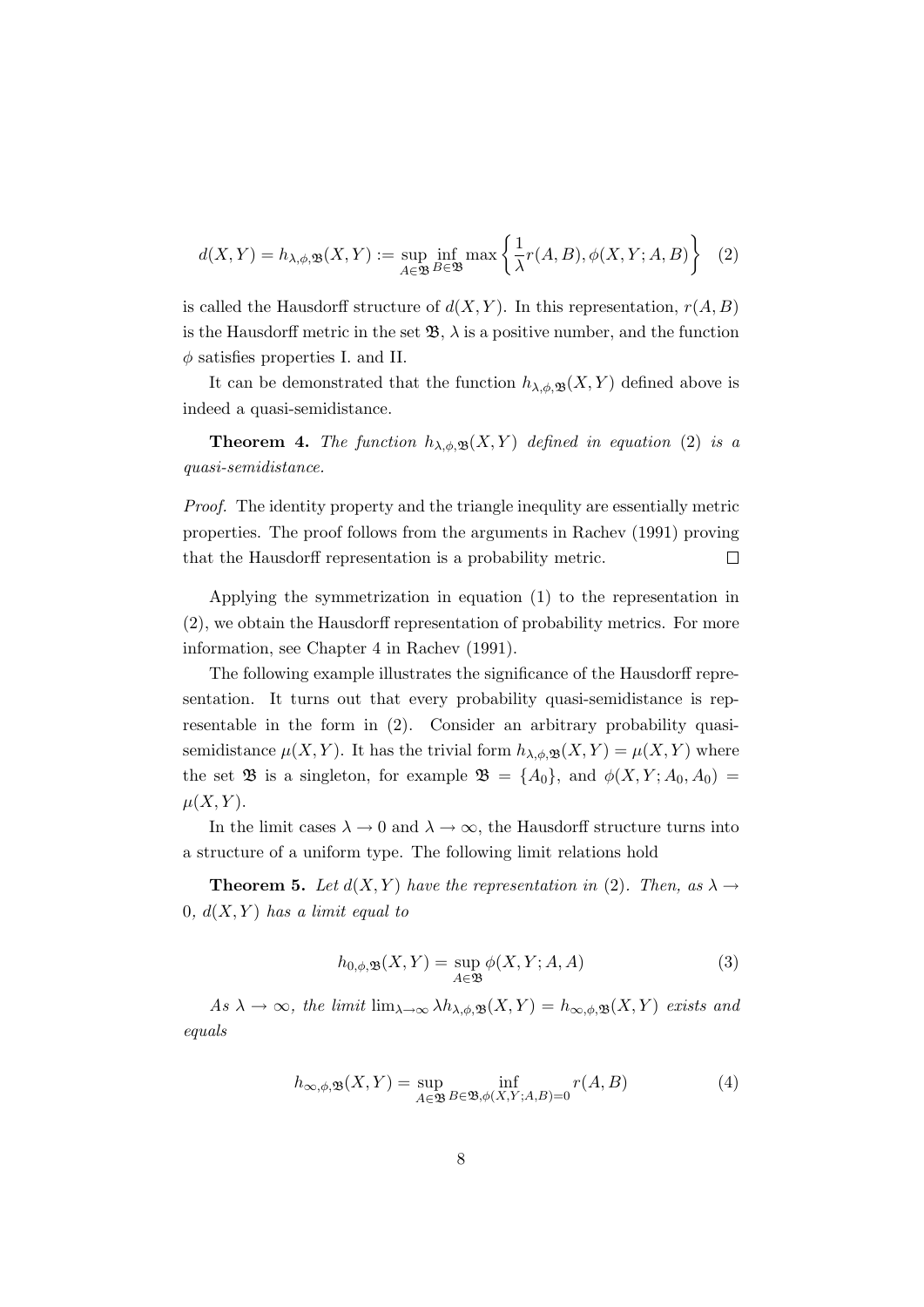$$d(X,Y) = h_{\lambda,\phi,\mathfrak{B}}(X,Y) := \sup_{A\in\mathfrak{B}} \inf_{B\in\mathfrak{B}} \max\left\{\frac{1}{\lambda}r(A,B), \phi(X,Y;A,B)\right\} \quad (2)$$

is called the Hausdorff structure of $d(X,Y)$. In this representation, $r(A,B)$ is the Hausdorff metric in the set $\mathfrak{B}$, $\lambda$ is a positive number, and the function $\phi$ satisfies properties I. and II.

It can be demonstrated that the function $h_{\lambda,\phi,\mathfrak{B}}(X,Y)$ defined above is indeed a quasi-semidistance.

**Theorem 4.** *The function $h_{\lambda,\phi,\mathfrak{B}}(X,Y)$ defined in equation (2) is a quasi-semidistance.*

*Proof.* The identity property and the triangle inequlity are essentially metric properties. The proof follows from the arguments in Rachev (1991) proving that the Hausdorff representation is a probability metric. □

Applying the symmetrization in equation (1) to the representation in (2), we obtain the Hausdorff representation of probability metrics. For more information, see Chapter 4 in Rachev (1991).

The following example illustrates the significance of the Hausdorff representation. It turns out that every probability quasi-semidistance is representable in the form in (2). Consider an arbitrary probability quasi-semidistance $\mu(X,Y)$. It has the trivial form $h_{\lambda,\phi,\mathfrak{B}}(X,Y) = \mu(X,Y)$ where the set $\mathfrak{B}$ is a singleton, for example $\mathfrak{B} = \{A_0\}$, and $\phi(X,Y;A_0,A_0) = \mu(X,Y)$.

In the limit cases $\lambda \to 0$ and $\lambda \to \infty$, the Hausdorff structure turns into a structure of a uniform type. The following limit relations hold

**Theorem 5.** *Let $d(X,Y)$ have the representation in (2). Then, as $\lambda \to 0$, $d(X,Y)$ has a limit equal to*

$$h_{0,\phi,\mathfrak{B}}(X,Y) = \sup_{A\in\mathfrak{B}} \phi(X,Y;A,A) \quad (3)$$

*As $\lambda \to \infty$, the limit $\lim_{\lambda\to\infty} \lambda h_{\lambda,\phi,\mathfrak{B}}(X,Y) = h_{\infty,\phi,\mathfrak{B}}(X,Y)$ exists and equals*

$$h_{\infty,\phi,\mathfrak{B}}(X,Y) = \sup_{A\in\mathfrak{B}} \inf_{B\in\mathfrak{B},\phi(X,Y;A,B)=0} r(A,B) \quad (4)$$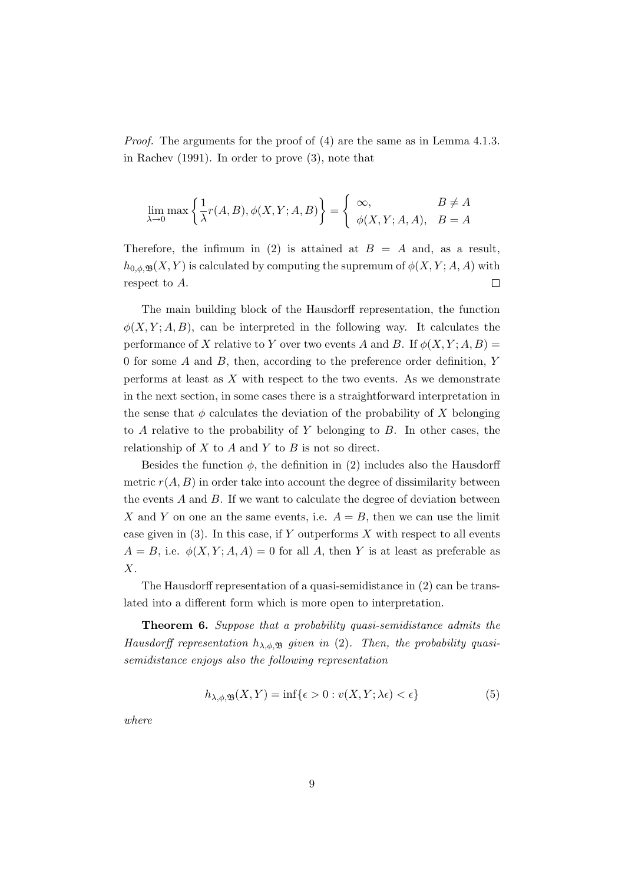*Proof.* The arguments for the proof of (4) are the same as in Lemma 4.1.3. in Rachev (1991). In order to prove (3), note that

$$\lim_{\lambda \to 0} \max \left\{ \frac{1}{\lambda} r(A, B), \phi(X, Y; A, B) \right\} = \begin{cases} \infty, & B \neq A \\ \phi(X, Y; A, A), & B = A \end{cases}$$

Therefore, the infimum in (2) is attained at $B = A$ and, as a result, $h_{0,\phi,\mathfrak{B}}(X, Y)$ is calculated by computing the supremum of $\phi(X, Y; A, A)$ with respect to $A$. $\square$

The main building block of the Hausdorff representation, the function $\phi(X, Y; A, B)$, can be interpreted in the following way. It calculates the performance of $X$ relative to $Y$ over two events $A$ and $B$. If $\phi(X, Y; A, B) = 0$ for some $A$ and $B$, then, according to the preference order definition, $Y$ performs at least as $X$ with respect to the two events. As we demonstrate in the next section, in some cases there is a straightforward interpretation in the sense that $\phi$ calculates the deviation of the probability of $X$ belonging to $A$ relative to the probability of $Y$ belonging to $B$. In other cases, the relationship of $X$ to $A$ and $Y$ to $B$ is not so direct.

Besides the function $\phi$, the definition in (2) includes also the Hausdorff metric $r(A, B)$ in order take into account the degree of dissimilarity between the events $A$ and $B$. If we want to calculate the degree of deviation between $X$ and $Y$ on one an the same events, i.e. $A = B$, then we can use the limit case given in (3). In this case, if $Y$ outperforms $X$ with respect to all events $A = B$, i.e. $\phi(X, Y; A, A) = 0$ for all $A$, then $Y$ is at least as preferable as $X$.

The Hausdorff representation of a quasi-semidistance in (2) can be translated into a different form which is more open to interpretation.

**Theorem 6.** *Suppose that a probability quasi-semidistance admits the Hausdorff representation $h_{\lambda,\phi,\mathfrak{B}}$ given in (2). Then, the probability quasi-semidistance enjoys also the following representation*

$$h_{\lambda,\phi,\mathfrak{B}}(X, Y) = \inf\{\epsilon > 0 : v(X, Y; \lambda\epsilon) < \epsilon\} \tag{5}$$

*where*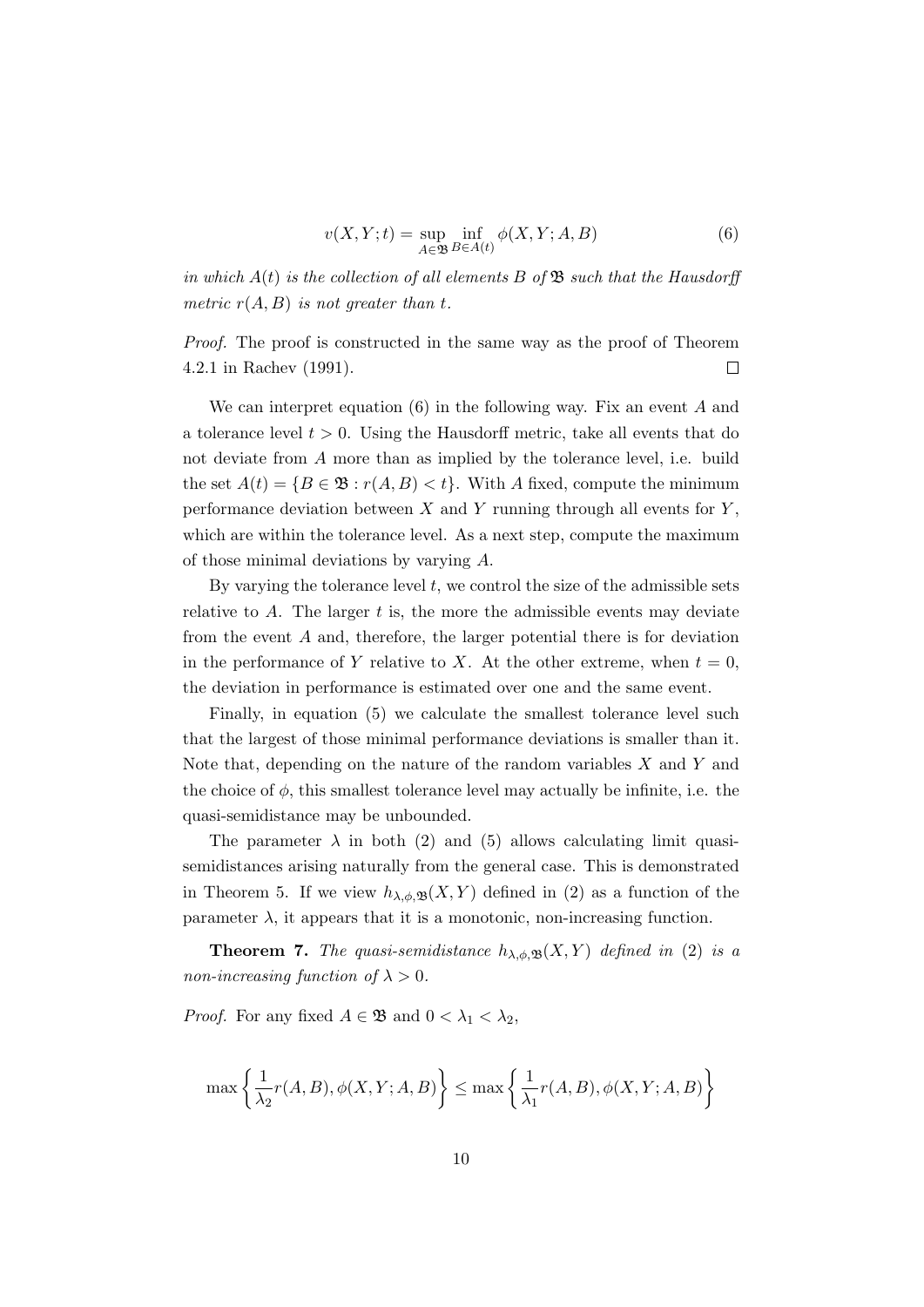$$v(X, Y; t) = \sup_{A \in \mathfrak{B}} \inf_{B \in A(t)} \phi(X, Y; A, B) \tag{6}$$

*in which $A(t)$ is the collection of all elements $B$ of $\mathfrak{B}$ such that the Hausdorff metric $r(A, B)$ is not greater than $t$.*

*Proof.* The proof is constructed in the same way as the proof of Theorem 4.2.1 in Rachev (1991). $\square$

We can interpret equation (6) in the following way. Fix an event $A$ and a tolerance level $t > 0$. Using the Hausdorff metric, take all events that do not deviate from $A$ more than as implied by the tolerance level, i.e. build the set $A(t) = \{B \in \mathfrak{B} : r(A, B) < t\}$. With $A$ fixed, compute the minimum performance deviation between $X$ and $Y$ running through all events for $Y$, which are within the tolerance level. As a next step, compute the maximum of those minimal deviations by varying $A$.

By varying the tolerance level $t$, we control the size of the admissible sets relative to $A$. The larger $t$ is, the more the admissible events may deviate from the event $A$ and, therefore, the larger potential there is for deviation in the performance of $Y$ relative to $X$. At the other extreme, when $t = 0$, the deviation in performance is estimated over one and the same event.

Finally, in equation (5) we calculate the smallest tolerance level such that the largest of those minimal performance deviations is smaller than it. Note that, depending on the nature of the random variables $X$ and $Y$ and the choice of $\phi$, this smallest tolerance level may actually be infinite, i.e. the quasi-semidistance may be unbounded.

The parameter $\lambda$ in both (2) and (5) allows calculating limit quasi-semidistances arising naturally from the general case. This is demonstrated in Theorem 5. If we view $h_{\lambda,\phi,\mathfrak{B}}(X, Y)$ defined in (2) as a function of the parameter $\lambda$, it appears that it is a monotonic, non-increasing function.

**Theorem 7.** *The quasi-semidistance $h_{\lambda,\phi,\mathfrak{B}}(X, Y)$ defined in (2) is a non-increasing function of $\lambda > 0$.*

*Proof.* For any fixed $A \in \mathfrak{B}$ and $0 < \lambda_1 < \lambda_2$,

$$\max\left\{\frac{1}{\lambda_2} r(A, B), \phi(X, Y; A, B)\right\} \leq \max\left\{\frac{1}{\lambda_1} r(A, B), \phi(X, Y; A, B)\right\}$$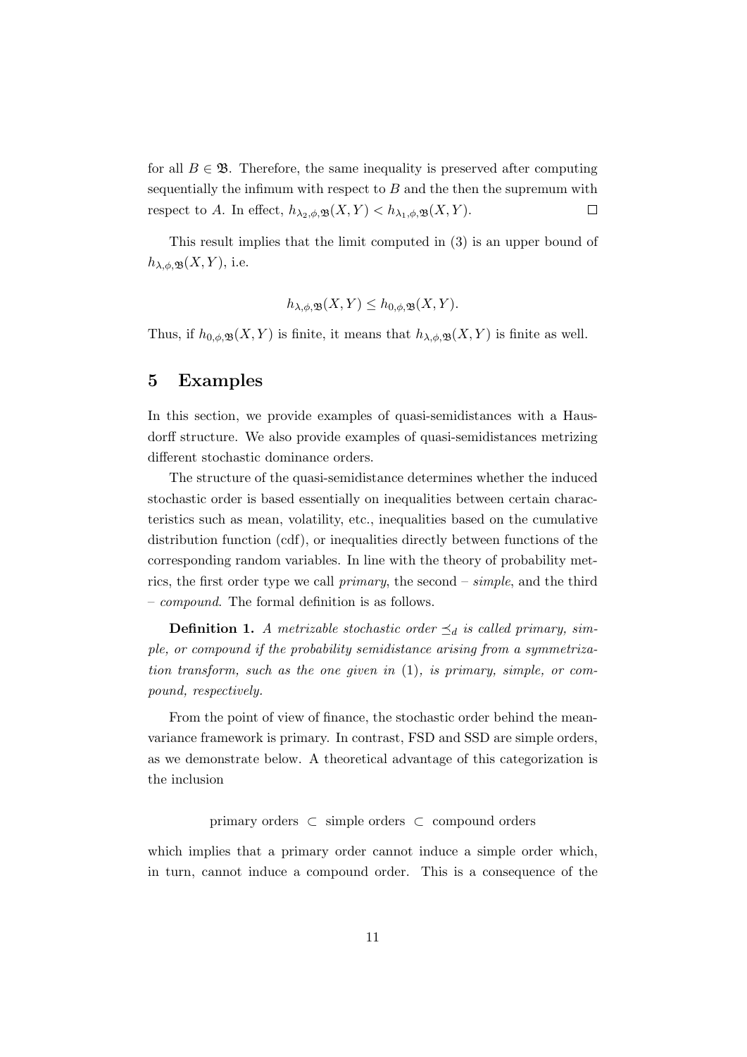for all $B \in \mathfrak{B}$. Therefore, the same inequality is preserved after computing sequentially the infimum with respect to $B$ and the then the supremum with respect to $A$. In effect, $h_{\lambda_2,\phi,\mathfrak{B}}(X,Y) < h_{\lambda_1,\phi,\mathfrak{B}}(X,Y)$. $\square$

This result implies that the limit computed in (3) is an upper bound of $h_{\lambda,\phi,\mathfrak{B}}(X,Y)$, i.e.

$$h_{\lambda,\phi,\mathfrak{B}}(X,Y) \leq h_{0,\phi,\mathfrak{B}}(X,Y).$$

Thus, if $h_{0,\phi,\mathfrak{B}}(X,Y)$ is finite, it means that $h_{\lambda,\phi,\mathfrak{B}}(X,Y)$ is finite as well.

## 5 Examples

In this section, we provide examples of quasi-semidistances with a Hausdorff structure. We also provide examples of quasi-semidistances metrizing different stochastic dominance orders.

The structure of the quasi-semidistance determines whether the induced stochastic order is based essentially on inequalities between certain characteristics such as mean, volatility, etc., inequalities based on the cumulative distribution function (cdf), or inequalities directly between functions of the corresponding random variables. In line with the theory of probability metrics, the first order type we call *primary*, the second – *simple*, and the third – *compound*. The formal definition is as follows.

**Definition 1.** *A metrizable stochastic order $\preceq_d$ is called primary, simple, or compound if the probability semidistance arising from a symmetrization transform, such as the one given in* (1)*, is primary, simple, or compound, respectively.*

From the point of view of finance, the stochastic order behind the mean-variance framework is primary. In contrast, FSD and SSD are simple orders, as we demonstrate below. A theoretical advantage of this categorization is the inclusion

$$\text{primary orders} \subset \text{simple orders} \subset \text{compound orders}$$

which implies that a primary order cannot induce a simple order which, in turn, cannot induce a compound order. This is a consequence of the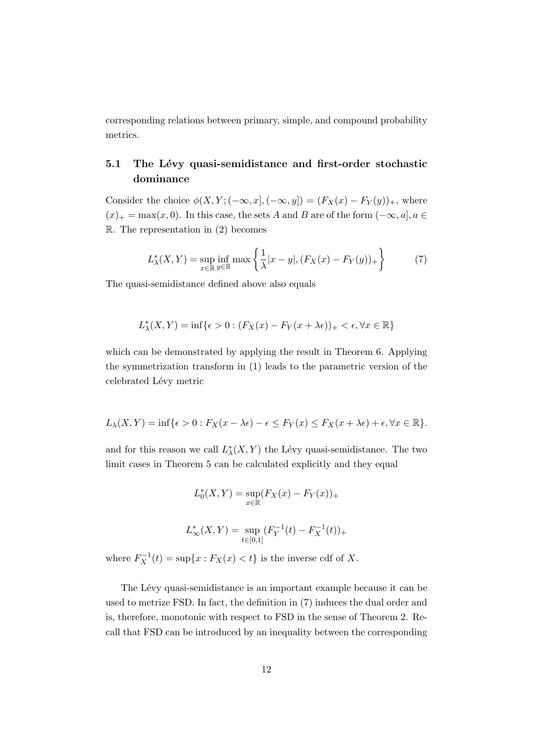corresponding relations between primary, simple, and compound probability metrics.

### 5.1 The Lévy quasi-semidistance and first-order stochastic dominance

Consider the choice $\phi(X, Y; (-\infty, x], (-\infty, y]) = (F_X(x) - F_Y(y))_+$, where $(x)_+ = \max(x, 0)$. In this case, the sets $A$ and $B$ are of the form $(-\infty, a], a \in \mathbb{R}$. The representation in (2) becomes

$$L^*_\lambda(X, Y) = \sup_{x\in\mathbb{R}} \inf_{y\in\mathbb{R}} \max\left\{\frac{1}{\lambda}|x - y|, (F_X(x) - F_Y(y))_+\right\} \qquad (7)$$

The quasi-semidistance defined above also equals

$$L^*_\lambda(X, Y) = \inf\{\epsilon > 0 : (F_X(x) - F_Y(x + \lambda\epsilon))_+ < \epsilon, \forall x \in \mathbb{R}\}$$

which can be demonstrated by applying the result in Theorem 6. Applying the symmetrization transform in (1) leads to the parametric version of the celebrated Lévy metric

$$L_\lambda(X, Y) = \inf\{\epsilon > 0 : F_X(x - \lambda\epsilon) - \epsilon \leq F_Y(x) \leq F_X(x + \lambda\epsilon) + \epsilon, \forall x \in \mathbb{R}\}.$$

and for this reason we call $L^*_\lambda(X, Y)$ the Lévy quasi-semidistance. The two limit cases in Theorem 5 can be calculated explicitly and they equal

$$L^*_0(X, Y) = \sup_{x\in\mathbb{R}}(F_X(x) - F_Y(x))_+$$

$$L^*_\infty(X, Y) = \sup_{t\in[0,1]}(F^{-1}_Y(t) - F^{-1}_X(t))_+$$

where $F^{-1}_X(t) = \sup\{x : F_X(x) < t\}$ is the inverse cdf of $X$.

The Lévy quasi-semidistance is an important example because it can be used to metrize FSD. In fact, the definition in (7) induces the dual order and is, therefore, monotonic with respect to FSD in the sense of Theorem 2. Recall that FSD can be introduced by an inequality between the corresponding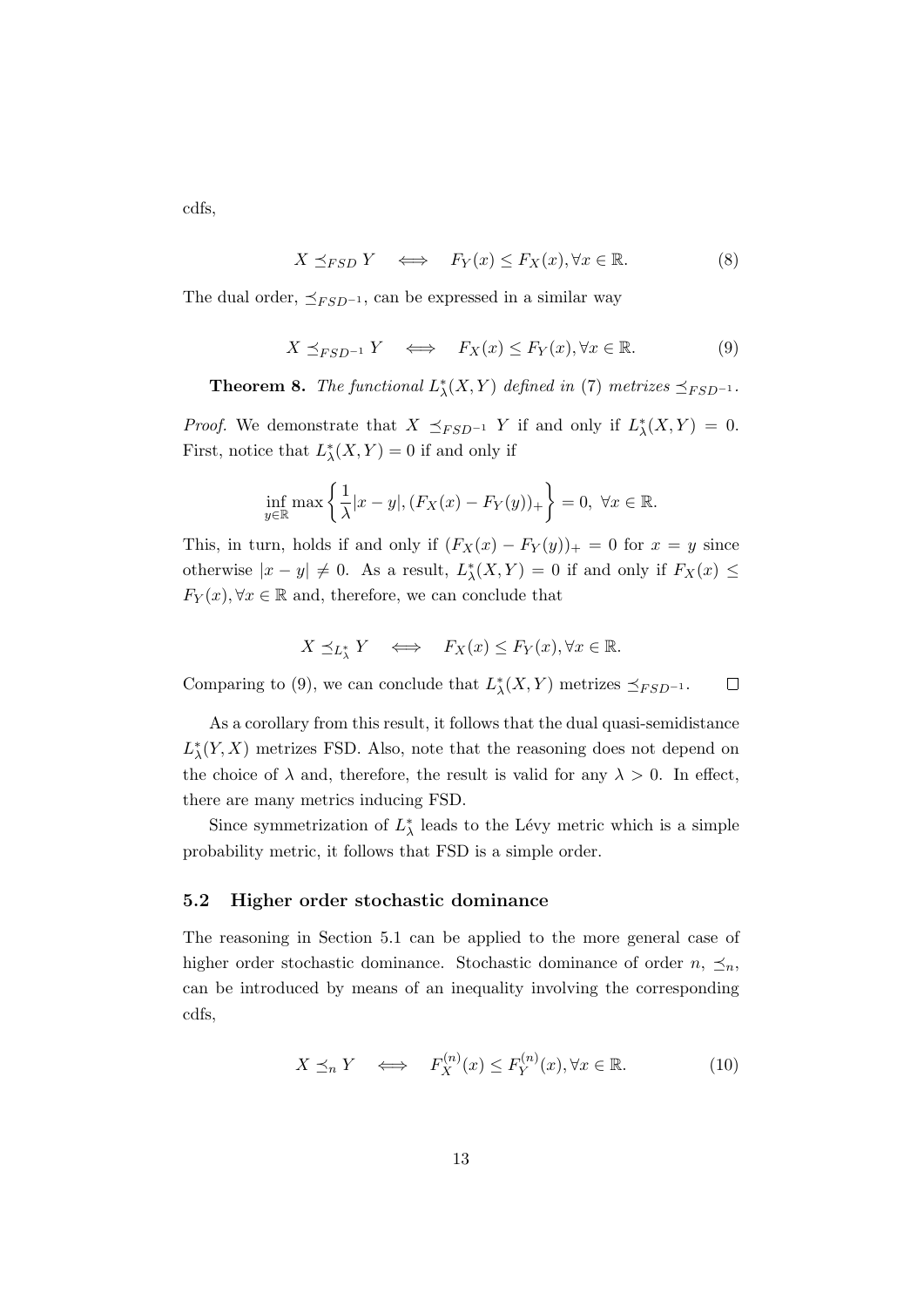cdfs,

$$X \preceq_{FSD} Y \quad \Longleftrightarrow \quad F_Y(x) \leq F_X(x), \forall x \in \mathbb{R}. \tag{8}$$

The dual order, $\preceq_{FSD^{-1}}$, can be expressed in a similar way

$$X \preceq_{FSD^{-1}} Y \quad \Longleftrightarrow \quad F_X(x) \leq F_Y(x), \forall x \in \mathbb{R}. \tag{9}$$

**Theorem 8.** *The functional $L^*_\lambda(X, Y)$ defined in (7) metrizes $\preceq_{FSD^{-1}}$.*

*Proof.* We demonstrate that $X \preceq_{FSD^{-1}} Y$ if and only if $L^*_\lambda(X, Y) = 0$. First, notice that $L^*_\lambda(X, Y) = 0$ if and only if

$$\inf_{y \in \mathbb{R}} \max \left\{ \frac{1}{\lambda} |x - y|, (F_X(x) - F_Y(y))_+ \right\} = 0, \ \forall x \in \mathbb{R}.$$

This, in turn, holds if and only if $(F_X(x) - F_Y(y))_+ = 0$ for $x = y$ since otherwise $|x - y| \neq 0$. As a result, $L^*_\lambda(X, Y) = 0$ if and only if $F_X(x) \leq F_Y(x), \forall x \in \mathbb{R}$ and, therefore, we can conclude that

$$X \preceq_{L^*_\lambda} Y \quad \Longleftrightarrow \quad F_X(x) \leq F_Y(x), \forall x \in \mathbb{R}.$$

Comparing to (9), we can conclude that $L^*_\lambda(X, Y)$ metrizes $\preceq_{FSD^{-1}}$. $\square$

As a corollary from this result, it follows that the dual quasi-semidistance $L^*_\lambda(Y, X)$ metrizes FSD. Also, note that the reasoning does not depend on the choice of $\lambda$ and, therefore, the result is valid for any $\lambda > 0$. In effect, there are many metrics inducing FSD.

Since symmetrization of $L^*_\lambda$ leads to the Lévy metric which is a simple probability metric, it follows that FSD is a simple order.

### 5.2 Higher order stochastic dominance

The reasoning in Section 5.1 can be applied to the more general case of higher order stochastic dominance. Stochastic dominance of order $n$, $\preceq_n$, can be introduced by means of an inequality involving the corresponding cdfs,

$$X \preceq_n Y \quad \Longleftrightarrow \quad F^{(n)}_X(x) \leq F^{(n)}_Y(x), \forall x \in \mathbb{R}. \tag{10}$$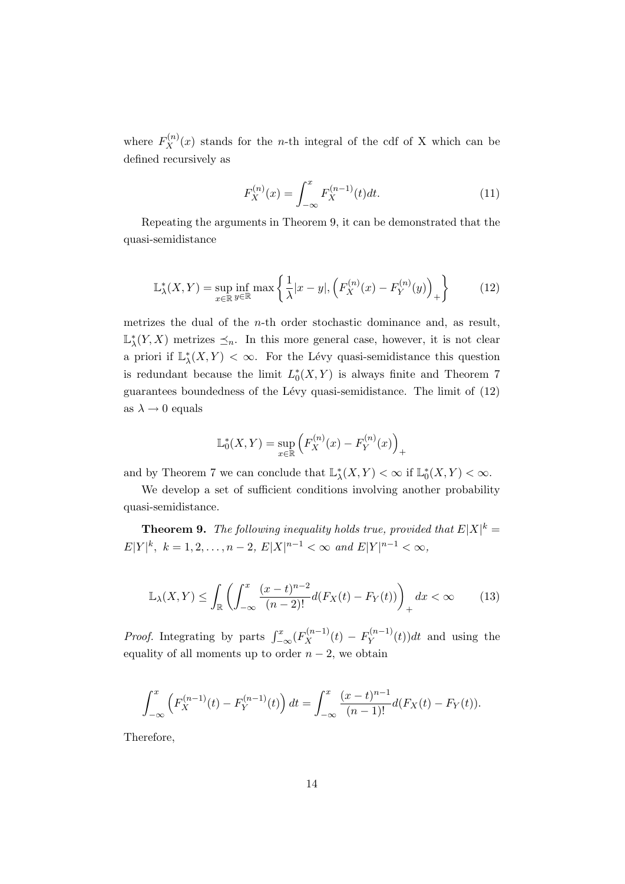where $F_X^{(n)}(x)$ stands for the $n$-th integral of the cdf of X which can be defined recursively as

$$F_X^{(n)}(x) = \int_{-\infty}^{x} F_X^{(n-1)}(t)dt. \tag{11}$$

Repeating the arguments in Theorem 9, it can be demonstrated that the quasi-semidistance

$$\mathbb{L}_\lambda^*(X,Y) = \sup_{x\in\mathbb{R}} \inf_{y\in\mathbb{R}} \max\left\{ \frac{1}{\lambda}|x-y|, \left(F_X^{(n)}(x) - F_Y^{(n)}(y)\right)_+ \right\} \tag{12}$$

metrizes the dual of the $n$-th order stochastic dominance and, as result, $\mathbb{L}_\lambda^*(Y,X)$ metrizes $\preceq_n$. In this more general case, however, it is not clear a priori if $\mathbb{L}_\lambda^*(X,Y) < \infty$. For the Lévy quasi-semidistance this question is redundant because the limit $L_0^*(X,Y)$ is always finite and Theorem 7 guarantees boundedness of the Lévy quasi-semidistance. The limit of (12) as $\lambda \to 0$ equals

$$\mathbb{L}_0^*(X,Y) = \sup_{x\in\mathbb{R}} \left(F_X^{(n)}(x) - F_Y^{(n)}(x)\right)_+$$

and by Theorem 7 we can conclude that $\mathbb{L}_\lambda^*(X,Y) < \infty$ if $\mathbb{L}_0^*(X,Y) < \infty$.

We develop a set of sufficient conditions involving another probability quasi-semidistance.

**Theorem 9.** *The following inequality holds true, provided that* $E|X|^k = E|Y|^k$, $k = 1, 2, \ldots, n-2$, $E|X|^{n-1} < \infty$ *and* $E|Y|^{n-1} < \infty$,

$$\mathbb{L}_\lambda(X,Y) \leq \int_{\mathbb{R}} \left( \int_{-\infty}^{x} \frac{(x-t)^{n-2}}{(n-2)!} d(F_X(t) - F_Y(t)) \right)_+ dx < \infty \tag{13}$$

*Proof.* Integrating by parts $\int_{-\infty}^{x} (F_X^{(n-1)}(t) - F_Y^{(n-1)}(t))dt$ and using the equality of all moments up to order $n-2$, we obtain

$$\int_{-\infty}^{x} \left(F_X^{(n-1)}(t) - F_Y^{(n-1)}(t)\right) dt = \int_{-\infty}^{x} \frac{(x-t)^{n-1}}{(n-1)!} d(F_X(t) - F_Y(t)).$$

Therefore,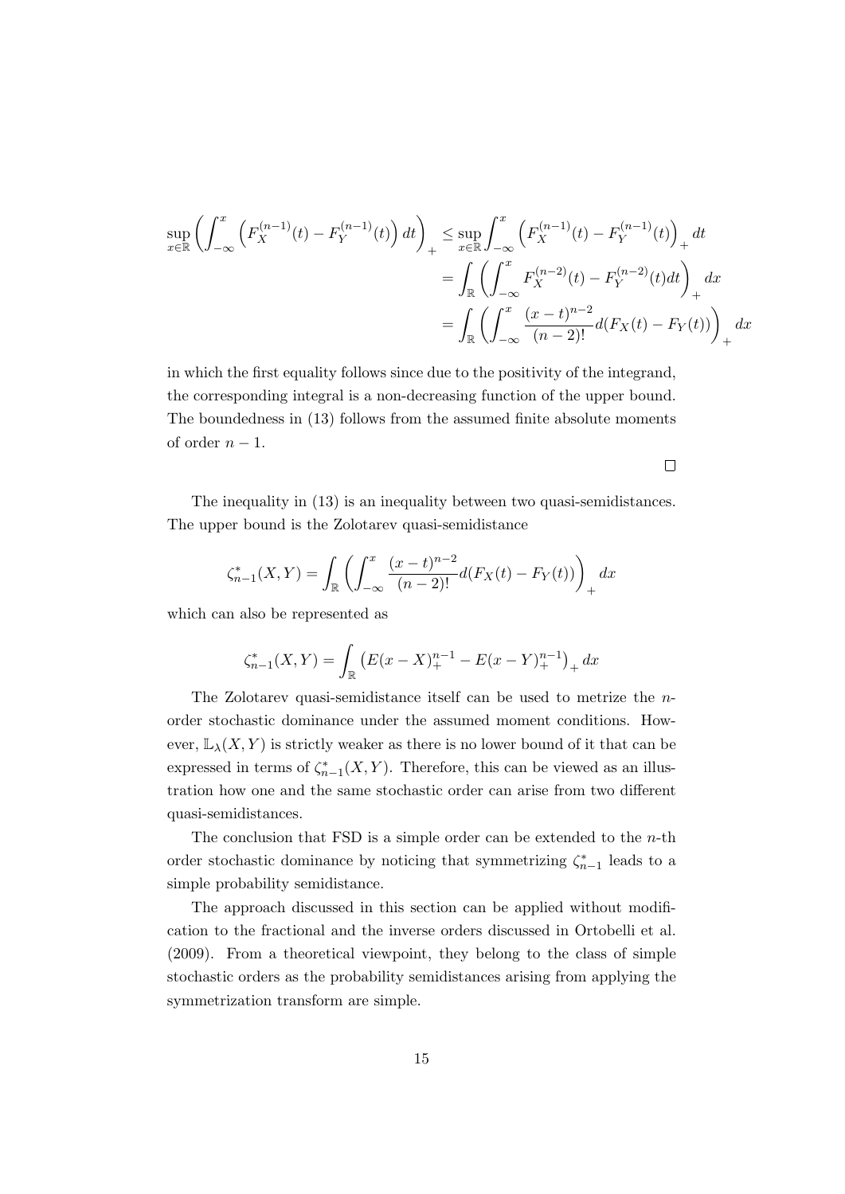$$
\begin{aligned}
\sup_{x\in\mathbb{R}} \left( \int_{-\infty}^{x} \left( F_X^{(n-1)}(t) - F_Y^{(n-1)}(t) \right) dt \right)_+ &\leq \sup_{x\in\mathbb{R}} \int_{-\infty}^{x} \left( F_X^{(n-1)}(t) - F_Y^{(n-1)}(t) \right)_+ dt \\
&= \int_{\mathbb{R}} \left( \int_{-\infty}^{x} F_X^{(n-2)}(t) - F_Y^{(n-2)}(t) dt \right)_+ dx \\
&= \int_{\mathbb{R}} \left( \int_{-\infty}^{x} \frac{(x-t)^{n-2}}{(n-2)!} d(F_X(t) - F_Y(t)) \right)_+ dx
\end{aligned}
$$

in which the first equality follows since due to the positivity of the integrand, the corresponding integral is a non-decreasing function of the upper bound. The boundedness in (13) follows from the assumed finite absolute moments of order $n-1$.

□

The inequality in (13) is an inequality between two quasi-semidistances. The upper bound is the Zolotarev quasi-semidistance

$$
\zeta_{n-1}^*(X,Y) = \int_{\mathbb{R}} \left( \int_{-\infty}^{x} \frac{(x-t)^{n-2}}{(n-2)!} d(F_X(t) - F_Y(t)) \right)_+ dx
$$

which can also be represented as

$$
\zeta_{n-1}^*(X,Y) = \int_{\mathbb{R}} \left( E(x-X)_+^{n-1} - E(x-Y)_+^{n-1} \right)_+ dx
$$

The Zolotarev quasi-semidistance itself can be used to metrize the $n$-order stochastic dominance under the assumed moment conditions. However, $\mathbb{L}_\lambda(X,Y)$ is strictly weaker as there is no lower bound of it that can be expressed in terms of $\zeta_{n-1}^*(X,Y)$. Therefore, this can be viewed as an illustration how one and the same stochastic order can arise from two different quasi-semidistances.

The conclusion that FSD is a simple order can be extended to the $n$-th order stochastic dominance by noticing that symmetrizing $\zeta_{n-1}^*$ leads to a simple probability semidistance.

The approach discussed in this section can be applied without modification to the fractional and the inverse orders discussed in Ortobelli et al. (2009). From a theoretical viewpoint, they belong to the class of simple stochastic orders as the probability semidistances arising from applying the symmetrization transform are simple.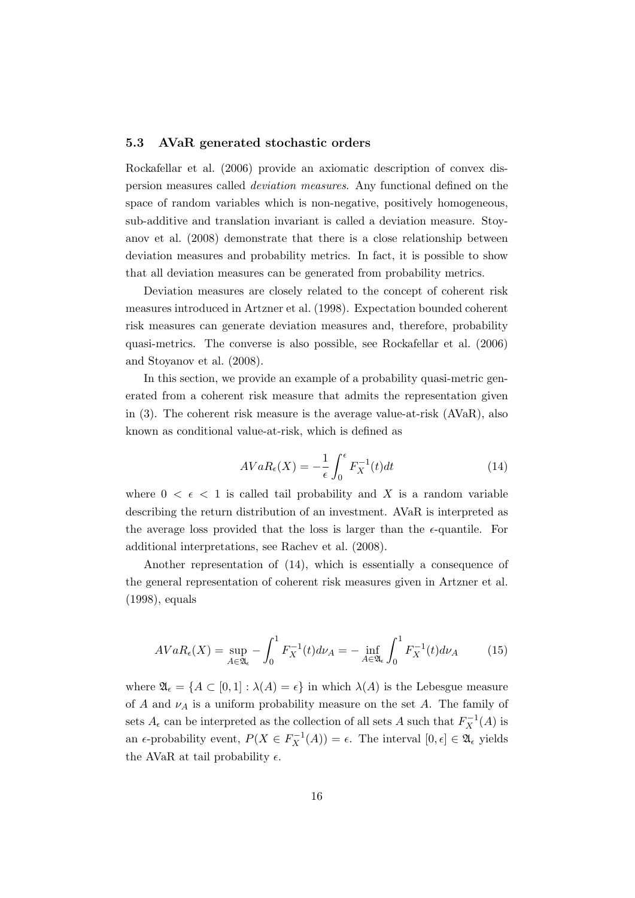### 5.3 AVaR generated stochastic orders

Rockafellar et al. (2006) provide an axiomatic description of convex dispersion measures called *deviation measures*. Any functional defined on the space of random variables which is non-negative, positively homogeneous, sub-additive and translation invariant is called a deviation measure. Stoyanov et al. (2008) demonstrate that there is a close relationship between deviation measures and probability metrics. In fact, it is possible to show that all deviation measures can be generated from probability metrics.

Deviation measures are closely related to the concept of coherent risk measures introduced in Artzner et al. (1998). Expectation bounded coherent risk measures can generate deviation measures and, therefore, probability quasi-metrics. The converse is also possible, see Rockafellar et al. (2006) and Stoyanov et al. (2008).

In this section, we provide an example of a probability quasi-metric generated from a coherent risk measure that admits the representation given in (3). The coherent risk measure is the average value-at-risk (AVaR), also known as conditional value-at-risk, which is defined as

$$AVaR_\epsilon(X) = -\frac{1}{\epsilon}\int_0^\epsilon F_X^{-1}(t)dt \tag{14}$$

where $0 < \epsilon < 1$ is called tail probability and $X$ is a random variable describing the return distribution of an investment. AVaR is interpreted as the average loss provided that the loss is larger than the $\epsilon$-quantile. For additional interpretations, see Rachev et al. (2008).

Another representation of (14), which is essentially a consequence of the general representation of coherent risk measures given in Artzner et al. (1998), equals

$$AVaR_\epsilon(X) = \sup_{A\in\mathfrak{A}_\epsilon} -\int_0^1 F_X^{-1}(t)d\nu_A = -\inf_{A\in\mathfrak{A}_\epsilon}\int_0^1 F_X^{-1}(t)d\nu_A \tag{15}$$

where $\mathfrak{A}_\epsilon = \{A \subset [0,1] : \lambda(A) = \epsilon\}$ in which $\lambda(A)$ is the Lebesgue measure of $A$ and $\nu_A$ is a uniform probability measure on the set $A$. The family of sets $A_\epsilon$ can be interpreted as the collection of all sets $A$ such that $F_X^{-1}(A)$ is an $\epsilon$-probability event, $P(X \in F_X^{-1}(A)) = \epsilon$. The interval $[0,\epsilon] \in \mathfrak{A}_\epsilon$ yields the AVaR at tail probability $\epsilon$.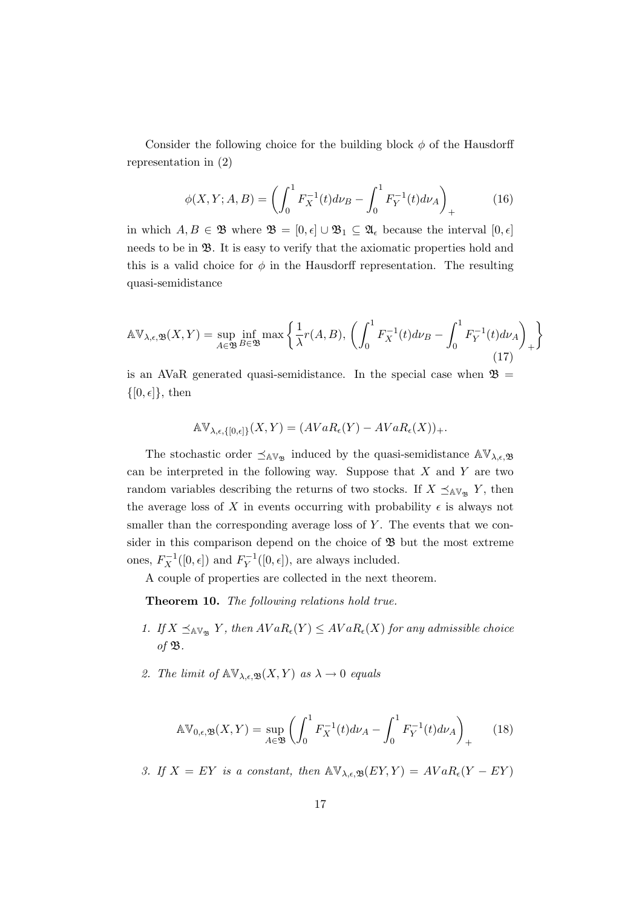Consider the following choice for the building block $\phi$ of the Hausdorff representation in (2)

$$\phi(X, Y; A, B) = \left( \int_0^1 F_X^{-1}(t) d\nu_B - \int_0^1 F_Y^{-1}(t) d\nu_A \right)_+ \tag{16}$$

in which $A, B \in \mathfrak{B}$ where $\mathfrak{B} = [0, \epsilon] \cup \mathfrak{B}_1 \subseteq \mathfrak{A}_\epsilon$ because the interval $[0, \epsilon]$ needs to be in $\mathfrak{B}$. It is easy to verify that the axiomatic properties hold and this is a valid choice for $\phi$ in the Hausdorff representation. The resulting quasi-semidistance

$$\mathbb{AV}_{\lambda,\epsilon,\mathfrak{B}}(X, Y) = \sup_{A \in \mathfrak{B}} \inf_{B \in \mathfrak{B}} \max \left\{ \frac{1}{\lambda} r(A, B), \left( \int_0^1 F_X^{-1}(t) d\nu_B - \int_0^1 F_Y^{-1}(t) d\nu_A \right)_+ \right\} \tag{17}$$

is an AVaR generated quasi-semidistance. In the special case when $\mathfrak{B} = \{[0, \epsilon]\}$, then

$$\mathbb{AV}_{\lambda,\epsilon,\{[0,\epsilon]\}}(X, Y) = (AVaR_\epsilon(Y) - AVaR_\epsilon(X))_+.$$

The stochastic order $\preceq_{\mathbb{AV}_\mathfrak{B}}$ induced by the quasi-semidistance $\mathbb{AV}_{\lambda,\epsilon,\mathfrak{B}}$ can be interpreted in the following way. Suppose that $X$ and $Y$ are two random variables describing the returns of two stocks. If $X \preceq_{\mathbb{AV}_\mathfrak{B}} Y$, then the average loss of $X$ in events occurring with probability $\epsilon$ is always not smaller than the corresponding average loss of $Y$. The events that we consider in this comparison depend on the choice of $\mathfrak{B}$ but the most extreme ones, $F_X^{-1}([0, \epsilon])$ and $F_Y^{-1}([0, \epsilon])$, are always included.

A couple of properties are collected in the next theorem.

**Theorem 10.** *The following relations hold true.*

1. *If $X \preceq_{\mathbb{AV}_\mathfrak{B}} Y$, then $AVaR_\epsilon(Y) \leq AVaR_\epsilon(X)$ for any admissible choice of $\mathfrak{B}$.*
2. *The limit of $\mathbb{AV}_{\lambda,\epsilon,\mathfrak{B}}(X, Y)$ as $\lambda \to 0$ equals*

$$\mathbb{AV}_{0,\epsilon,\mathfrak{B}}(X, Y) = \sup_{A \in \mathfrak{B}} \left( \int_0^1 F_X^{-1}(t) d\nu_A - \int_0^1 F_Y^{-1}(t) d\nu_A \right)_+ \tag{18}$$

3. *If $X = EY$ is a constant, then $\mathbb{AV}_{\lambda,\epsilon,\mathfrak{B}}(EY, Y) = AVaR_\epsilon(Y - EY)$*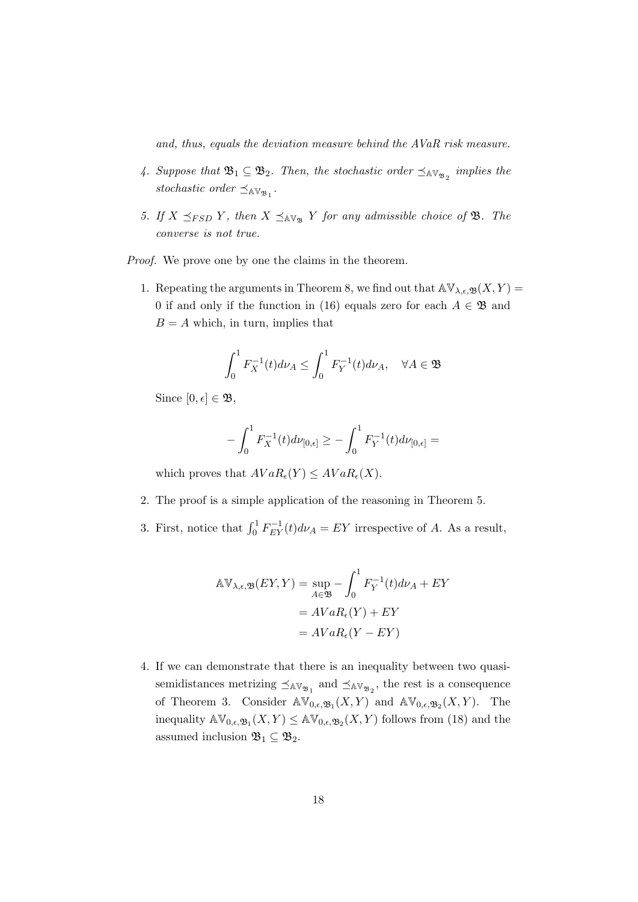*and, thus, equals the deviation measure behind the AVaR risk measure.*

4. *Suppose that $\mathfrak{B}_1 \subseteq \mathfrak{B}_2$. Then, the stochastic order $\preceq_{\mathbb{AV}_{\mathfrak{B}_2}}$ implies the stochastic order $\preceq_{\mathbb{AV}_{\mathfrak{B}_1}}$.*

5. *If $X \preceq_{FSD} Y$, then $X \preceq_{\mathbb{AV}_{\mathfrak{B}}} Y$ for any admissible choice of $\mathfrak{B}$. The converse is not true.*

*Proof.* We prove one by one the claims in the theorem.

1. Repeating the arguments in Theorem 8, we find out that $\mathbb{AV}_{\lambda,\epsilon,\mathfrak{B}}(X,Y) = 0$ if and only if the function in (16) equals zero for each $A \in \mathfrak{B}$ and $B = A$ which, in turn, implies that

$$\int_0^1 F_X^{-1}(t)d\nu_A \leq \int_0^1 F_Y^{-1}(t)d\nu_A, \quad \forall A \in \mathfrak{B}$$

   Since $[0,\epsilon] \in \mathfrak{B}$,

$$-\int_0^1 F_X^{-1}(t)d\nu_{[0,\epsilon]} \geq -\int_0^1 F_Y^{-1}(t)d\nu_{[0,\epsilon]} =$$

   which proves that $AVaR_\epsilon(Y) \leq AVaR_\epsilon(X)$.

2. The proof is a simple application of the reasoning in Theorem 5.

3. First, notice that $\int_0^1 F_{EY}^{-1}(t)d\nu_A = EY$ irrespective of $A$. As a result,

$$\begin{aligned}
\mathbb{AV}_{\lambda,\epsilon,\mathfrak{B}}(EY,Y) &= \sup_{A\in\mathfrak{B}} -\int_0^1 F_Y^{-1}(t)d\nu_A + EY \\
&= AVaR_\epsilon(Y) + EY \\
&= AVaR_\epsilon(Y - EY)
\end{aligned}$$

4. If we can demonstrate that there is an inequality between two quasi-semidistances metrizing $\preceq_{\mathbb{AV}_{\mathfrak{B}_1}}$ and $\preceq_{\mathbb{AV}_{\mathfrak{B}_2}}$, the rest is a consequence of Theorem 3. Consider $\mathbb{AV}_{0,\epsilon,\mathfrak{B}_1}(X,Y)$ and $\mathbb{AV}_{0,\epsilon,\mathfrak{B}_2}(X,Y)$. The inequality $\mathbb{AV}_{0,\epsilon,\mathfrak{B}_1}(X,Y) \leq \mathbb{AV}_{0,\epsilon,\mathfrak{B}_2}(X,Y)$ follows from (18) and the assumed inclusion $\mathfrak{B}_1 \subseteq \mathfrak{B}_2$.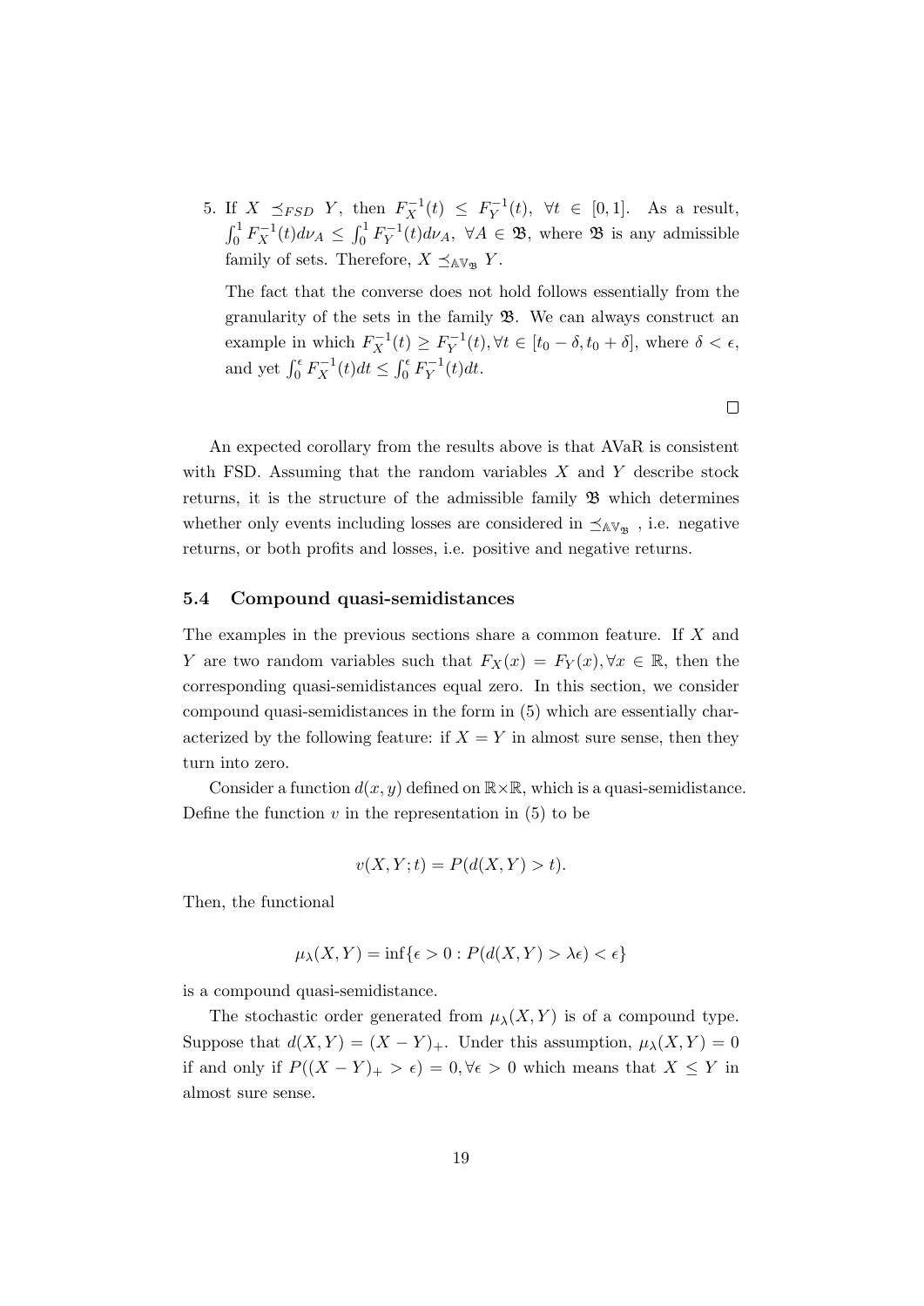5. If $X \preceq_{FSD} Y$, then $F_X^{-1}(t) \leq F_Y^{-1}(t)$, $\forall t \in [0,1]$. As a result, $\int_0^1 F_X^{-1}(t)d\nu_A \leq \int_0^1 F_Y^{-1}(t)d\nu_A$, $\forall A \in \mathfrak{B}$, where $\mathfrak{B}$ is any admissible family of sets. Therefore, $X \preceq_{\mathbb{AV}_{\mathfrak{B}}} Y$.

   The fact that the converse does not hold follows essentially from the granularity of the sets in the family $\mathfrak{B}$. We can always construct an example in which $F_X^{-1}(t) \geq F_Y^{-1}(t), \forall t \in [t_0 - \delta, t_0 + \delta]$, where $\delta < \epsilon$, and yet $\int_0^\epsilon F_X^{-1}(t)dt \leq \int_0^\epsilon F_Y^{-1}(t)dt$.

□

An expected corollary from the results above is that AVaR is consistent with FSD. Assuming that the random variables $X$ and $Y$ describe stock returns, it is the structure of the admissible family $\mathfrak{B}$ which determines whether only events including losses are considered in $\preceq_{\mathbb{AV}_{\mathfrak{B}}}$, i.e. negative returns, or both profits and losses, i.e. positive and negative returns.

### 5.4 Compound quasi-semidistances

The examples in the previous sections share a common feature. If $X$ and $Y$ are two random variables such that $F_X(x) = F_Y(x), \forall x \in \mathbb{R}$, then the corresponding quasi-semidistances equal zero. In this section, we consider compound quasi-semidistances in the form in (5) which are essentially characterized by the following feature: if $X = Y$ in almost sure sense, then they turn into zero.

Consider a function $d(x, y)$ defined on $\mathbb{R}\times\mathbb{R}$, which is a quasi-semidistance. Define the function $v$ in the representation in (5) to be

$$v(X, Y; t) = P(d(X, Y) > t).$$

Then, the functional

$$\mu_\lambda(X, Y) = \inf\{\epsilon > 0 : P(d(X, Y) > \lambda\epsilon) < \epsilon\}$$

is a compound quasi-semidistance.

The stochastic order generated from $\mu_\lambda(X, Y)$ is of a compound type. Suppose that $d(X, Y) = (X - Y)_+$. Under this assumption, $\mu_\lambda(X, Y) = 0$ if and only if $P((X - Y)_+ > \epsilon) = 0, \forall \epsilon > 0$ which means that $X \leq Y$ in almost sure sense.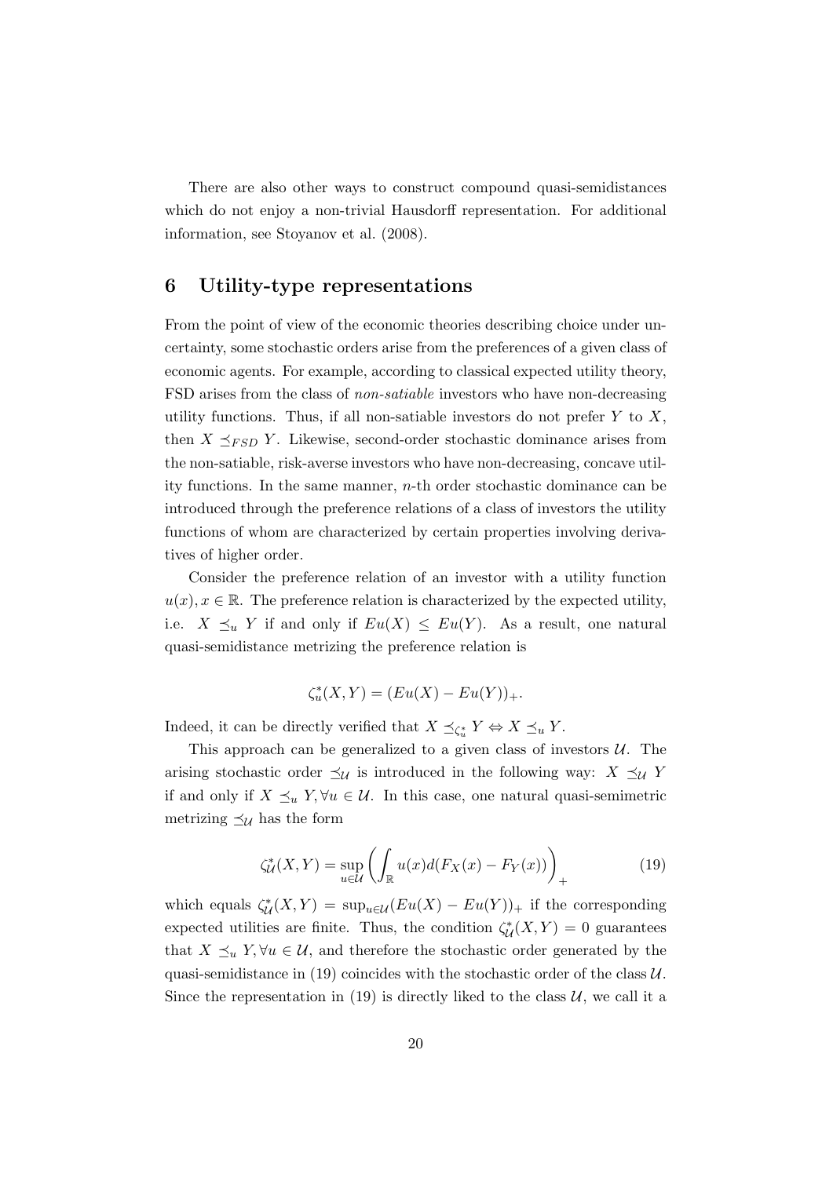There are also other ways to construct compound quasi-semidistances which do not enjoy a non-trivial Hausdorff representation. For additional information, see Stoyanov et al. (2008).

## 6 Utility-type representations

From the point of view of the economic theories describing choice under uncertainty, some stochastic orders arise from the preferences of a given class of economic agents. For example, according to classical expected utility theory, FSD arises from the class of *non-satiable* investors who have non-decreasing utility functions. Thus, if all non-satiable investors do not prefer $Y$ to $X$, then $X \preceq_{FSD} Y$. Likewise, second-order stochastic dominance arises from the non-satiable, risk-averse investors who have non-decreasing, concave utility functions. In the same manner, $n$-th order stochastic dominance can be introduced through the preference relations of a class of investors the utility functions of whom are characterized by certain properties involving derivatives of higher order.

Consider the preference relation of an investor with a utility function $u(x), x \in \mathbb{R}$. The preference relation is characterized by the expected utility, i.e. $X \preceq_u Y$ if and only if $Eu(X) \leq Eu(Y)$. As a result, one natural quasi-semidistance metrizing the preference relation is

$$\zeta_u^*(X,Y) = (Eu(X) - Eu(Y))_+.$$

Indeed, it can be directly verified that $X \preceq_{\zeta_u^*} Y \Leftrightarrow X \preceq_u Y$.

This approach can be generalized to a given class of investors $\mathcal{U}$. The arising stochastic order $\preceq_{\mathcal{U}}$ is introduced in the following way: $X \preceq_{\mathcal{U}} Y$ if and only if $X \preceq_u Y, \forall u \in \mathcal{U}$. In this case, one natural quasi-semimetric metrizing $\preceq_{\mathcal{U}}$ has the form

$$\zeta_{\mathcal{U}}^*(X,Y) = \sup_{u \in \mathcal{U}} \left( \int_{\mathbb{R}} u(x) d(F_X(x) - F_Y(x)) \right)_+ \tag{19}$$

which equals $\zeta_{\mathcal{U}}^*(X,Y) = \sup_{u \in \mathcal{U}} (Eu(X) - Eu(Y))_+$ if the corresponding expected utilities are finite. Thus, the condition $\zeta_{\mathcal{U}}^*(X,Y) = 0$ guarantees that $X \preceq_u Y, \forall u \in \mathcal{U}$, and therefore the stochastic order generated by the quasi-semidistance in (19) coincides with the stochastic order of the class $\mathcal{U}$. Since the representation in (19) is directly liked to the class $\mathcal{U}$, we call it a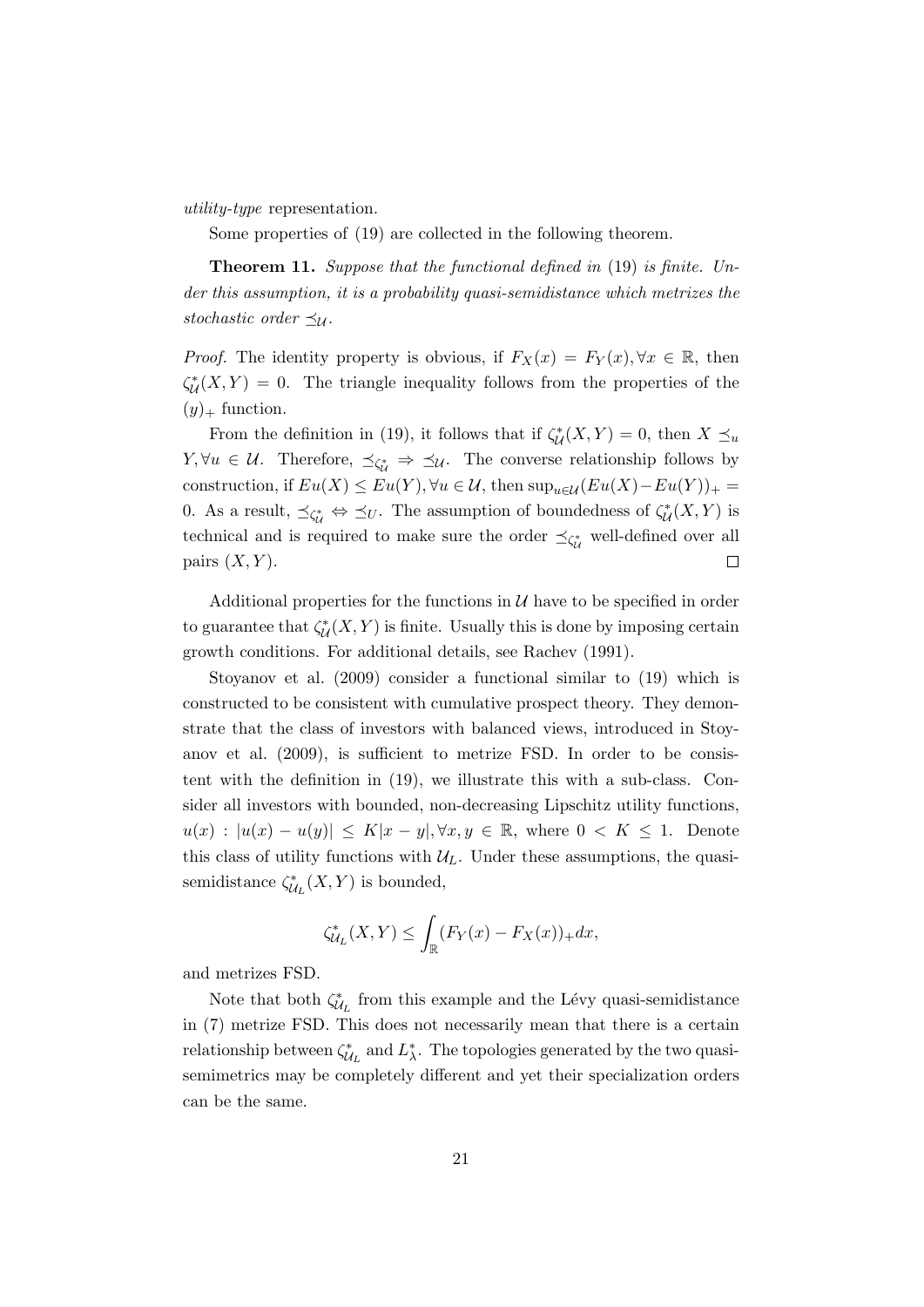*utility-type* representation.

Some properties of (19) are collected in the following theorem.

**Theorem 11.** *Suppose that the functional defined in* (19) *is finite. Under this assumption, it is a probability quasi-semidistance which metrizes the stochastic order* $\preceq_{\mathcal{U}}$.

*Proof.* The identity property is obvious, if $F_X(x) = F_Y(x), \forall x \in \mathbb{R}$, then $\zeta^*_{\mathcal{U}}(X,Y) = 0$. The triangle inequality follows from the properties of the $(y)_+$ function.

From the definition in (19), it follows that if $\zeta^*_{\mathcal{U}}(X,Y) = 0$, then $X \preceq_u Y, \forall u \in \mathcal{U}$. Therefore, $\preceq_{\zeta^*_{\mathcal{U}}} \Rightarrow \preceq_{\mathcal{U}}$. The converse relationship follows by construction, if $Eu(X) \leq Eu(Y), \forall u \in \mathcal{U}$, then $\sup_{u \in \mathcal{U}}(Eu(X) - Eu(Y))_+ = 0$. As a result, $\preceq_{\zeta^*_{\mathcal{U}}} \Leftrightarrow \preceq_U$. The assumption of boundedness of $\zeta^*_{\mathcal{U}}(X,Y)$ is technical and is required to make sure the order $\preceq_{\zeta^*_{\mathcal{U}}}$ well-defined over all pairs $(X,Y)$. $\square$

Additional properties for the functions in $\mathcal{U}$ have to be specified in order to guarantee that $\zeta^*_{\mathcal{U}}(X,Y)$ is finite. Usually this is done by imposing certain growth conditions. For additional details, see Rachev (1991).

Stoyanov et al. (2009) consider a functional similar to (19) which is constructed to be consistent with cumulative prospect theory. They demonstrate that the class of investors with balanced views, introduced in Stoyanov et al. (2009), is sufficient to metrize FSD. In order to be consistent with the definition in (19), we illustrate this with a sub-class. Consider all investors with bounded, non-decreasing Lipschitz utility functions, $u(x) : |u(x) - u(y)| \leq K|x - y|, \forall x, y \in \mathbb{R}$, where $0 < K \leq 1$. Denote this class of utility functions with $\mathcal{U}_L$. Under these assumptions, the quasi-semidistance $\zeta^*_{\mathcal{U}_L}(X,Y)$ is bounded,

$$\zeta^*_{\mathcal{U}_L}(X,Y) \leq \int_{\mathbb{R}} (F_Y(x) - F_X(x))_+ dx,$$

and metrizes FSD.

Note that both $\zeta^*_{\mathcal{U}_L}$ from this example and the Lévy quasi-semidistance in (7) metrize FSD. This does not necessarily mean that there is a certain relationship between $\zeta^*_{\mathcal{U}_L}$ and $L^*_\lambda$. The topologies generated by the two quasi-semimetrics may be completely different and yet their specialization orders can be the same.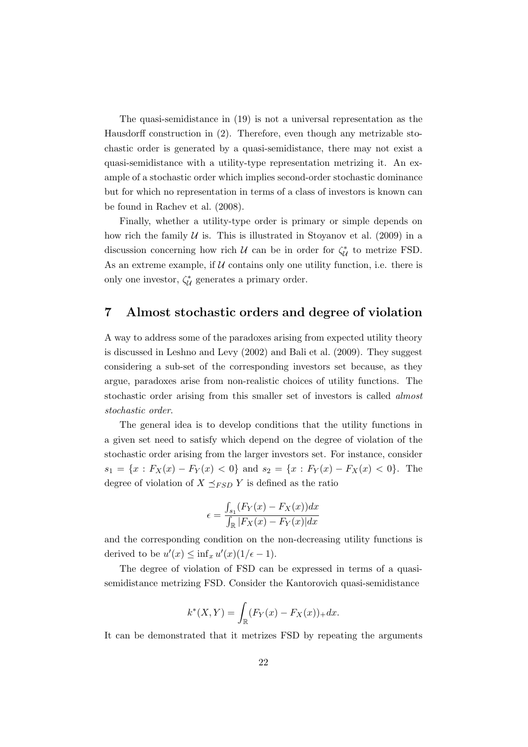The quasi-semidistance in (19) is not a universal representation as the Hausdorff construction in (2). Therefore, even though any metrizable stochastic order is generated by a quasi-semidistance, there may not exist a quasi-semidistance with a utility-type representation metrizing it. An example of a stochastic order which implies second-order stochastic dominance but for which no representation in terms of a class of investors is known can be found in Rachev et al. (2008).

Finally, whether a utility-type order is primary or simple depends on how rich the family $\mathcal{U}$ is. This is illustrated in Stoyanov et al. (2009) in a discussion concerning how rich $\mathcal{U}$ can be in order for $\zeta^*_{\mathcal{U}}$ to metrize FSD. As an extreme example, if $\mathcal{U}$ contains only one utility function, i.e. there is only one investor, $\zeta^*_{\mathcal{U}}$ generates a primary order.

## 7 Almost stochastic orders and degree of violation

A way to address some of the paradoxes arising from expected utility theory is discussed in Leshno and Levy (2002) and Bali et al. (2009). They suggest considering a sub-set of the corresponding investors set because, as they argue, paradoxes arise from non-realistic choices of utility functions. The stochastic order arising from this smaller set of investors is called *almost stochastic order*.

The general idea is to develop conditions that the utility functions in a given set need to satisfy which depend on the degree of violation of the stochastic order arising from the larger investors set. For instance, consider $s_1 = \{x : F_X(x) - F_Y(x) < 0\}$ and $s_2 = \{x : F_Y(x) - F_X(x) < 0\}$. The degree of violation of $X \preceq_{FSD} Y$ is defined as the ratio

$$\epsilon = \frac{\int_{s_1}(F_Y(x) - F_X(x))dx}{\int_{\mathbb{R}}|F_X(x) - F_Y(x)|dx}$$

and the corresponding condition on the non-decreasing utility functions is derived to be $u'(x) \leq \inf_x u'(x)(1/\epsilon - 1)$.

The degree of violation of FSD can be expressed in terms of a quasi-semidistance metrizing FSD. Consider the Kantorovich quasi-semidistance

$$k^*(X,Y) = \int_{\mathbb{R}}(F_Y(x) - F_X(x))_+ dx.$$

It can be demonstrated that it metrizes FSD by repeating the arguments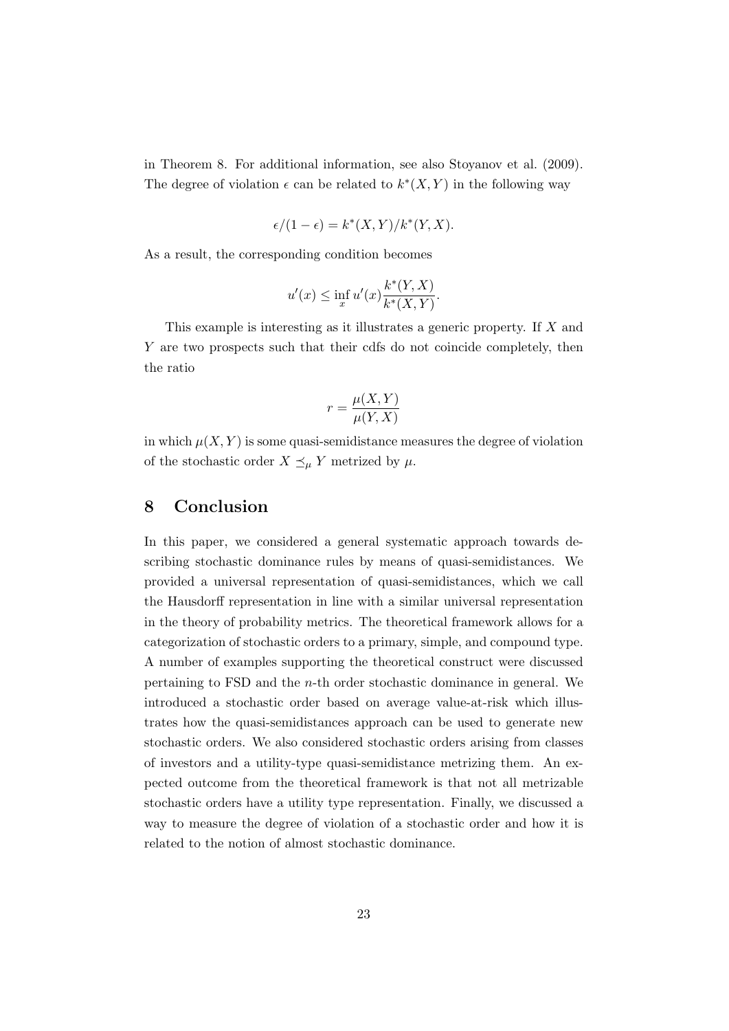in Theorem 8. For additional information, see also Stoyanov et al. (2009). The degree of violation $\epsilon$ can be related to $k^*(X, Y)$ in the following way

$$\epsilon/(1-\epsilon) = k^*(X, Y)/k^*(Y, X).$$

As a result, the corresponding condition becomes

$$u'(x) \leq \inf_x u'(x) \frac{k^*(Y, X)}{k^*(X, Y)}.$$

This example is interesting as it illustrates a generic property. If $X$ and $Y$ are two prospects such that their cdfs do not coincide completely, then the ratio

$$r = \frac{\mu(X, Y)}{\mu(Y, X)}$$

in which $\mu(X, Y)$ is some quasi-semidistance measures the degree of violation of the stochastic order $X \preceq_\mu Y$ metrized by $\mu$.

## 8 Conclusion

In this paper, we considered a general systematic approach towards describing stochastic dominance rules by means of quasi-semidistances. We provided a universal representation of quasi-semidistances, which we call the Hausdorff representation in line with a similar universal representation in the theory of probability metrics. The theoretical framework allows for a categorization of stochastic orders to a primary, simple, and compound type. A number of examples supporting the theoretical construct were discussed pertaining to FSD and the $n$-th order stochastic dominance in general. We introduced a stochastic order based on average value-at-risk which illustrates how the quasi-semidistances approach can be used to generate new stochastic orders. We also considered stochastic orders arising from classes of investors and a utility-type quasi-semidistance metrizing them. An expected outcome from the theoretical framework is that not all metrizable stochastic orders have a utility type representation. Finally, we discussed a way to measure the degree of violation of a stochastic order and how it is related to the notion of almost stochastic dominance.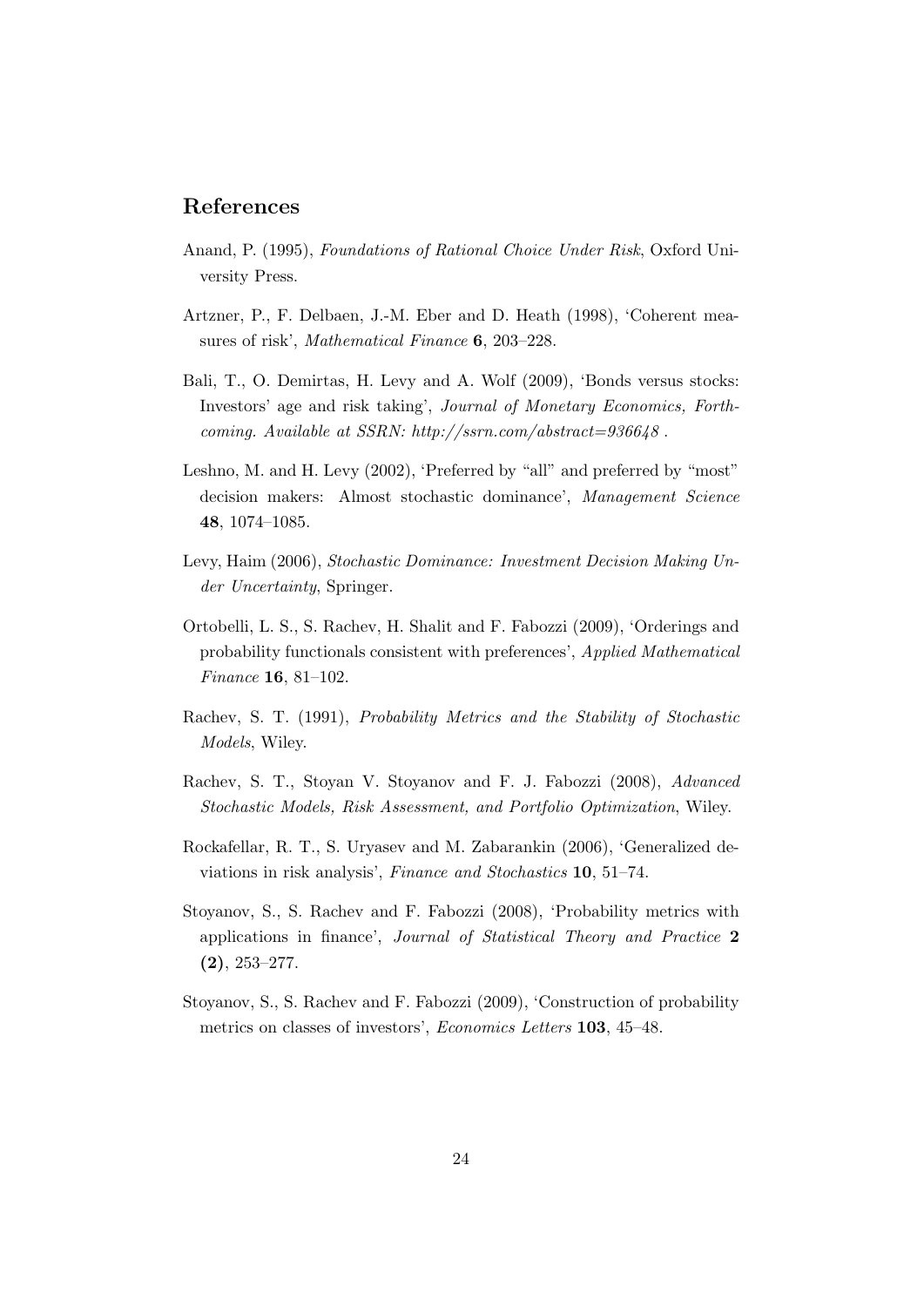## References

Anand, P. (1995), *Foundations of Rational Choice Under Risk*, Oxford University Press.

Artzner, P., F. Delbaen, J.-M. Eber and D. Heath (1998), 'Coherent measures of risk', *Mathematical Finance* **6**, 203–228.

Bali, T., O. Demirtas, H. Levy and A. Wolf (2009), 'Bonds versus stocks: Investors' age and risk taking', *Journal of Monetary Economics, Forthcoming. Available at SSRN: http://ssrn.com/abstract=936648* .

Leshno, M. and H. Levy (2002), 'Preferred by "all" and preferred by "most" decision makers: Almost stochastic dominance', *Management Science* **48**, 1074–1085.

Levy, Haim (2006), *Stochastic Dominance: Investment Decision Making Under Uncertainty*, Springer.

Ortobelli, L. S., S. Rachev, H. Shalit and F. Fabozzi (2009), 'Orderings and probability functionals consistent with preferences', *Applied Mathematical Finance* **16**, 81–102.

Rachev, S. T. (1991), *Probability Metrics and the Stability of Stochastic Models*, Wiley.

Rachev, S. T., Stoyan V. Stoyanov and F. J. Fabozzi (2008), *Advanced Stochastic Models, Risk Assessment, and Portfolio Optimization*, Wiley.

Rockafellar, R. T., S. Uryasev and M. Zabarankin (2006), 'Generalized deviations in risk analysis', *Finance and Stochastics* **10**, 51–74.

Stoyanov, S., S. Rachev and F. Fabozzi (2008), 'Probability metrics with applications in finance', *Journal of Statistical Theory and Practice* **2** **(2)**, 253–277.

Stoyanov, S., S. Rachev and F. Fabozzi (2009), 'Construction of probability metrics on classes of investors', *Economics Letters* **103**, 45–48.